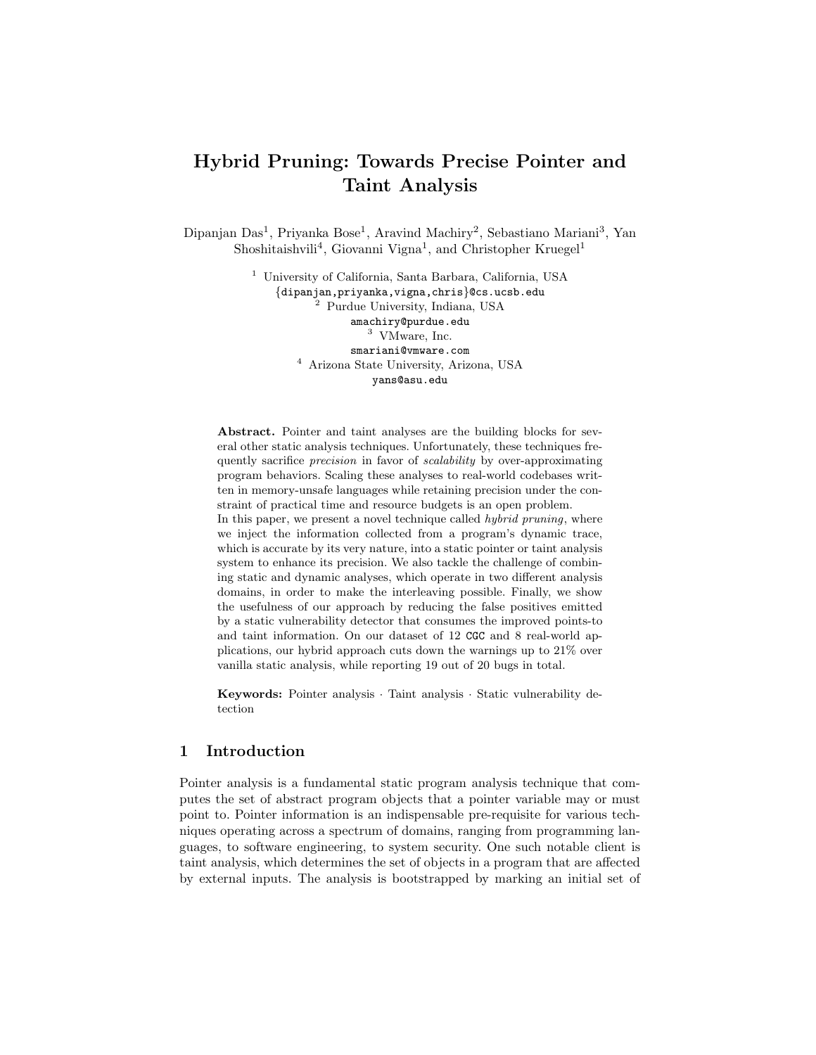# Hybrid Pruning: Towards Precise Pointer and Taint Analysis

Dipanjan Das[1], Priyanka Bose[1], Aravind Machiry[2], Sebastiano Mariani[3], Yan Shoshitaishvili[4], Giovanni Vigna[1], and Christopher Kruegel[1]

[1] University of California, Santa Barbara, California, USA
{dipanjan,priyanka,vigna,chris}@cs.ucsb.edu
[2] Purdue University, Indiana, USA
amachiry@purdue.edu
[3] VMware, Inc.
smariani@vmware.com
[4] Arizona State University, Arizona, USA
yans@asu.edu

**Abstract.** Pointer and taint analyses are the building blocks for several other static analysis techniques. Unfortunately, these techniques frequently sacrifice *precision* in favor of *scalability* by over-approximating program behaviors. Scaling these analyses to real-world codebases written in memory-unsafe languages while retaining precision under the constraint of practical time and resource budgets is an open problem.
In this paper, we present a novel technique called *hybrid pruning*, where we inject the information collected from a program's dynamic trace, which is accurate by its very nature, into a static pointer or taint analysis system to enhance its precision. We also tackle the challenge of combining static and dynamic analyses, which operate in two different analysis domains, in order to make the interleaving possible. Finally, we show the usefulness of our approach by reducing the false positives emitted by a static vulnerability detector that consumes the improved points-to and taint information. On our dataset of 12 `CGC` and 8 real-world applications, our hybrid approach cuts down the warnings up to 21% over vanilla static analysis, while reporting 19 out of 20 bugs in total.

**Keywords:** Pointer analysis · Taint analysis · Static vulnerability detection

## 1 Introduction

Pointer analysis is a fundamental static program analysis technique that computes the set of abstract program objects that a pointer variable may or must point to. Pointer information is an indispensable pre-requisite for various techniques operating across a spectrum of domains, ranging from programming languages, to software engineering, to system security. One such notable client is taint analysis, which determines the set of objects in a program that are affected by external inputs. The analysis is bootstrapped by marking an initial set of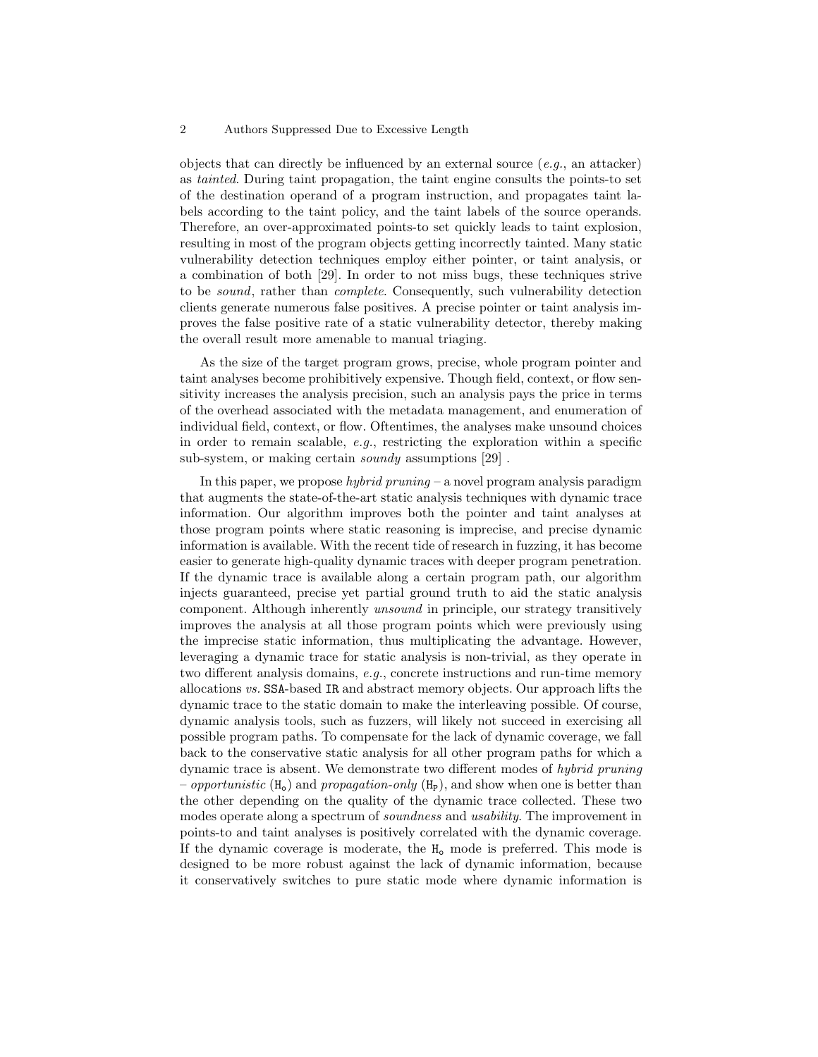objects that can directly be influenced by an external source (*e.g.*, an attacker) as *tainted*. During taint propagation, the taint engine consults the points-to set of the destination operand of a program instruction, and propagates taint labels according to the taint policy, and the taint labels of the source operands. Therefore, an over-approximated points-to set quickly leads to taint explosion, resulting in most of the program objects getting incorrectly tainted. Many static vulnerability detection techniques employ either pointer, or taint analysis, or a combination of both [29]. In order to not miss bugs, these techniques strive to be *sound*, rather than *complete*. Consequently, such vulnerability detection clients generate numerous false positives. A precise pointer or taint analysis improves the false positive rate of a static vulnerability detector, thereby making the overall result more amenable to manual triaging.

As the size of the target program grows, precise, whole program pointer and taint analyses become prohibitively expensive. Though field, context, or flow sensitivity increases the analysis precision, such an analysis pays the price in terms of the overhead associated with the metadata management, and enumeration of individual field, context, or flow. Oftentimes, the analyses make unsound choices in order to remain scalable, *e.g.*, restricting the exploration within a specific sub-system, or making certain *soundy* assumptions [29] .

In this paper, we propose *hybrid pruning* – a novel program analysis paradigm that augments the state-of-the-art static analysis techniques with dynamic trace information. Our algorithm improves both the pointer and taint analyses at those program points where static reasoning is imprecise, and precise dynamic information is available. With the recent tide of research in fuzzing, it has become easier to generate high-quality dynamic traces with deeper program penetration. If the dynamic trace is available along a certain program path, our algorithm injects guaranteed, precise yet partial ground truth to aid the static analysis component. Although inherently *unsound* in principle, our strategy transitively improves the analysis at all those program points which were previously using the imprecise static information, thus multiplicating the advantage. However, leveraging a dynamic trace for static analysis is non-trivial, as they operate in two different analysis domains, *e.g.*, concrete instructions and run-time memory allocations *vs.* `SSA`-based `IR` and abstract memory objects. Our approach lifts the dynamic trace to the static domain to make the interleaving possible. Of course, dynamic analysis tools, such as fuzzers, will likely not succeed in exercising all possible program paths. To compensate for the lack of dynamic coverage, we fall back to the conservative static analysis for all other program paths for which a dynamic trace is absent. We demonstrate two different modes of *hybrid pruning* – *opportunistic* ($\texttt{H}_\texttt{o}$) and *propagation-only* ($\texttt{H}_\texttt{P}$), and show when one is better than the other depending on the quality of the dynamic trace collected. These two modes operate along a spectrum of *soundness* and *usability*. The improvement in points-to and taint analyses is positively correlated with the dynamic coverage. If the dynamic coverage is moderate, the $\texttt{H}_\texttt{o}$ mode is preferred. This mode is designed to be more robust against the lack of dynamic information, because it conservatively switches to pure static mode where dynamic information is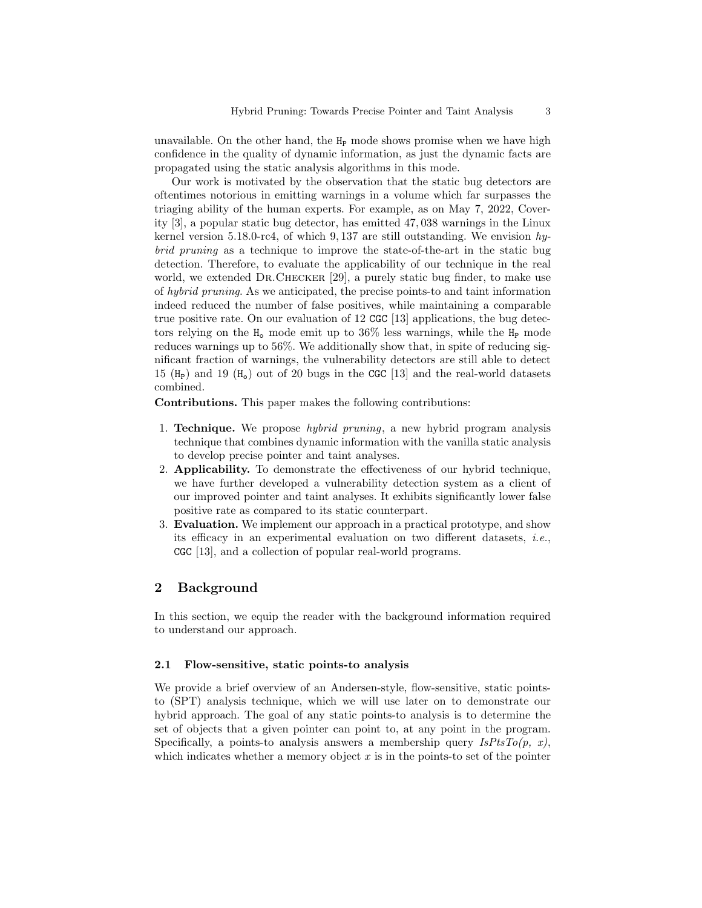unavailable. On the other hand, the $H_P$ mode shows promise when we have high confidence in the quality of dynamic information, as just the dynamic facts are propagated using the static analysis algorithms in this mode.

Our work is motivated by the observation that the static bug detectors are oftentimes notorious in emitting warnings in a volume which far surpasses the triaging ability of the human experts. For example, as on May 7, 2022, Coverity [3], a popular static bug detector, has emitted 47,038 warnings in the Linux kernel version 5.18.0-rc4, of which 9,137 are still outstanding. We envision *hybrid pruning* as a technique to improve the state-of-the-art in the static bug detection. Therefore, to evaluate the applicability of our technique in the real world, we extended Dr.Checker [29], a purely static bug finder, to make use of *hybrid pruning*. As we anticipated, the precise points-to and taint information indeed reduced the number of false positives, while maintaining a comparable true positive rate. On our evaluation of 12 `CGC` [13] applications, the bug detectors relying on the $H_o$ mode emit up to 36% less warnings, while the $H_P$ mode reduces warnings up to 56%. We additionally show that, in spite of reducing significant fraction of warnings, the vulnerability detectors are still able to detect 15 ($H_P$) and 19 ($H_o$) out of 20 bugs in the `CGC` [13] and the real-world datasets combined.

**Contributions.** This paper makes the following contributions:

1. **Technique.** We propose *hybrid pruning*, a new hybrid program analysis technique that combines dynamic information with the vanilla static analysis to develop precise pointer and taint analyses.
2. **Applicability.** To demonstrate the effectiveness of our hybrid technique, we have further developed a vulnerability detection system as a client of our improved pointer and taint analyses. It exhibits significantly lower false positive rate as compared to its static counterpart.
3. **Evaluation.** We implement our approach in a practical prototype, and show its efficacy in an experimental evaluation on two different datasets, *i.e.*, `CGC` [13], and a collection of popular real-world programs.

## 2 Background

In this section, we equip the reader with the background information required to understand our approach.

### 2.1 Flow-sensitive, static points-to analysis

We provide a brief overview of an Andersen-style, flow-sensitive, static points-to (SPT) analysis technique, which we will use later on to demonstrate our hybrid approach. The goal of any static points-to analysis is to determine the set of objects that a given pointer can point to, at any point in the program. Specifically, a points-to analysis answers a membership query *IsPtsTo(p, x)*, which indicates whether a memory object $x$ is in the points-to set of the pointer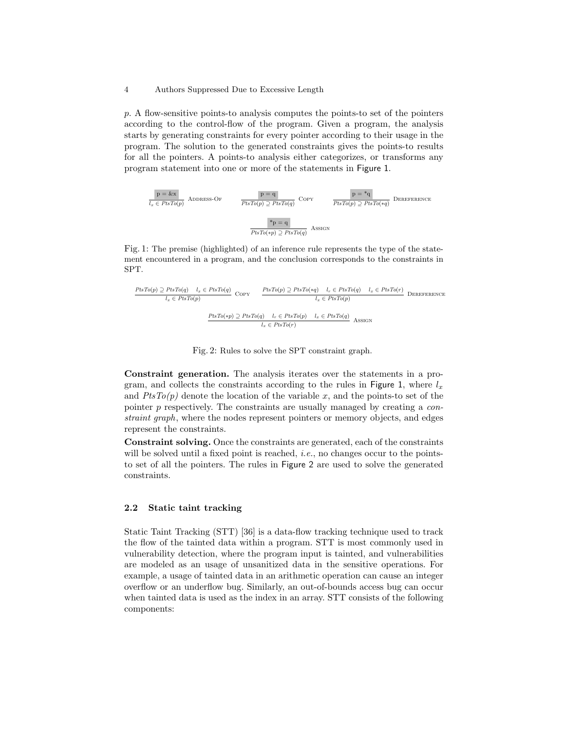*p*. A flow-sensitive points-to analysis computes the points-to set of the pointers according to the control-flow of the program. Given a program, the analysis starts by generating constraints for every pointer according to their usage in the program. The solution to the generated constraints gives the points-to results for all the pointers. A points-to analysis either categorizes, or transforms any program statement into one or more of the statements in Figure 1.

$$\frac{\text{p = \&x}}{l_x \in PtsTo(p)}\ \textsc{Address-Of} \qquad \frac{\text{p = q}}{PtsTo(p) \supseteq PtsTo(q)}\ \textsc{Copy} \qquad \frac{\text{p = *q}}{PtsTo(p) \supseteq PtsTo(*q)}\ \textsc{Dereference}$$

$$\frac{\text{*p = q}}{PtsTo(*p) \supseteq PtsTo(q)}\ \textsc{Assign}$$

Fig. 1: The premise (highlighted) of an inference rule represents the type of the statement encountered in a program, and the conclusion corresponds to the constraints in SPT.

$$\frac{PtsTo(p) \supseteq PtsTo(q) \quad l_x \in PtsTo(q)}{l_x \in PtsTo(p)}\ \textsc{Copy} \qquad \frac{PtsTo(p) \supseteq PtsTo(*q) \quad l_r \in PtsTo(q) \quad l_x \in PtsTo(r)}{l_x \in PtsTo(p)}\ \textsc{Dereference}$$

$$\frac{PtsTo(*p) \supseteq PtsTo(q) \quad l_r \in PtsTo(p) \quad l_x \in PtsTo(q)}{l_x \in PtsTo(r)}\ \textsc{Assign}$$

Fig. 2: Rules to solve the SPT constraint graph.

**Constraint generation.** The analysis iterates over the statements in a program, and collects the constraints according to the rules in Figure 1, where $l_x$ and $PtsTo(p)$ denote the location of the variable $x$, and the points-to set of the pointer $p$ respectively. The constraints are usually managed by creating a *constraint graph*, where the nodes represent pointers or memory objects, and edges represent the constraints.

**Constraint solving.** Once the constraints are generated, each of the constraints will be solved until a fixed point is reached, *i.e.*, no changes occur to the points-to set of all the pointers. The rules in Figure 2 are used to solve the generated constraints.

### 2.2 Static taint tracking

Static Taint Tracking (STT) [36] is a data-flow tracking technique used to track the flow of the tainted data within a program. STT is most commonly used in vulnerability detection, where the program input is tainted, and vulnerabilities are modeled as an usage of unsanitized data in the sensitive operations. For example, a usage of tainted data in an arithmetic operation can cause an integer overflow or an underflow bug. Similarly, an out-of-bounds access bug can occur when tainted data is used as the index in an array. STT consists of the following components: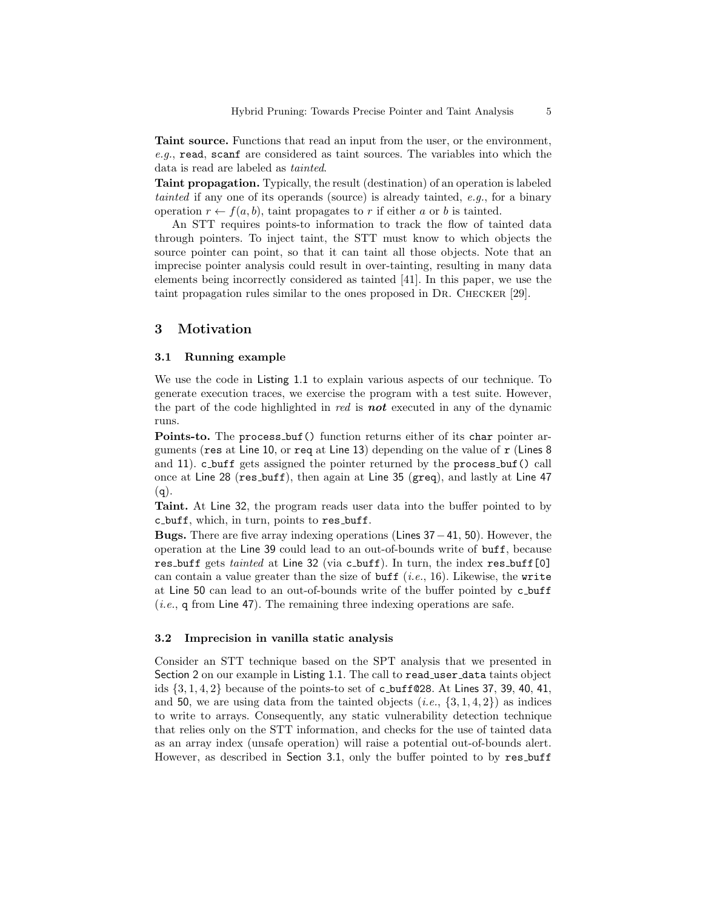**Taint source.** Functions that read an input from the user, or the environment, *e.g.*, `read`, `scanf` are considered as taint sources. The variables into which the data is read are labeled as *tainted*.

**Taint propagation.** Typically, the result (destination) of an operation is labeled *tainted* if any one of its operands (source) is already tainted, *e.g.*, for a binary operation $r \leftarrow f(a, b)$, taint propagates to $r$ if either $a$ or $b$ is tainted.

An STT requires points-to information to track the flow of tainted data through pointers. To inject taint, the STT must know to which objects the source pointer can point, so that it can taint all those objects. Note that an imprecise pointer analysis could result in over-tainting, resulting in many data elements being incorrectly considered as tainted [41]. In this paper, we use the taint propagation rules similar to the ones proposed in Dr. Checker [29].

## 3 Motivation

### 3.1 Running example

We use the code in Listing 1.1 to explain various aspects of our technique. To generate execution traces, we exercise the program with a test suite. However, the part of the code highlighted in *red* is ***not*** executed in any of the dynamic runs.

**Points-to.** The `process_buf()` function returns either of its `char` pointer arguments (`res` at Line 10, or `req` at Line 13) depending on the value of `r` (Lines 8 and 11). `c_buff` gets assigned the pointer returned by the `process_buf()` call once at Line 28 (`res_buff`), then again at Line 35 (`greq`), and lastly at Line 47 (`q`).

**Taint.** At Line 32, the program reads user data into the buffer pointed to by `c_buff`, which, in turn, points to `res_buff`.

**Bugs.** There are five array indexing operations (Lines 37 − 41, 50). However, the operation at the Line 39 could lead to an out-of-bounds write of `buff`, because `res_buff` gets *tainted* at Line 32 (via `c_buff`). In turn, the index `res_buff[0]` can contain a value greater than the size of `buff` (*i.e.*, 16). Likewise, the `write` at Line 50 can lead to an out-of-bounds write of the buffer pointed by `c_buff` (*i.e.*, `q` from Line 47). The remaining three indexing operations are safe.

### 3.2 Imprecision in vanilla static analysis

Consider an STT technique based on the SPT analysis that we presented in Section 2 on our example in Listing 1.1. The call to `read_user_data` taints object ids $\{3, 1, 4, 2\}$ because of the points-to set of `c_buff@28`. At Lines 37, 39, 40, 41, and 50, we are using data from the tainted objects (*i.e.*, $\{3, 1, 4, 2\}$) as indices to write to arrays. Consequently, any static vulnerability detection technique that relies only on the STT information, and checks for the use of tainted data as an array index (unsafe operation) will raise a potential out-of-bounds alert. However, as described in Section 3.1, only the buffer pointed to by `res_buff`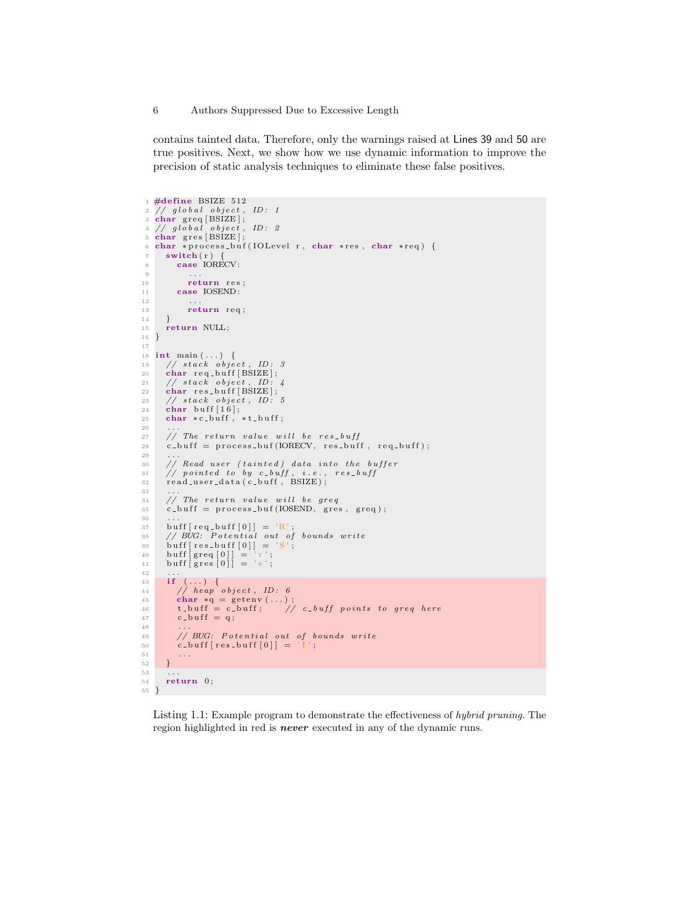contains tainted data. Therefore, only the warnings raised at Lines 39 and 50 are true positives. Next, we show how we use dynamic information to improve the precision of static analysis techniques to eliminate these false positives.

```c
#define BSIZE 512
// global object, ID: 1
char greq[BSIZE];
// global object, ID: 2
char gres[BSIZE];
char *process_buf(IOLevel r, char *res, char *req) {
  switch(r) {
    case IORECV:
      ...
      return res;
    case IOSEND:
      ...
      return req;
  }
  return NULL;
}

int main(...) {
  // stack object, ID: 3
  char req_buff[BSIZE];
  // stack object, ID: 4
  char res_buff[BSIZE];
  // stack object, ID: 5
  char buff[16];
  char *c_buff, *t_buff;
  ...
  // The return value will be res_buff
  c_buff = process_buf(IORECV, res_buff, req_buff);
  ...
  // Read user (tainted) data into the buffer
  // pointed to by c_buff, i.e., res_buff
  read_user_data(c_buff, BSIZE);
  ...
  // The return value will be greq
  c_buff = process_buf(IOSEND, gres, greq);
  ...
  buff[req_buff[0]] = 'R';
  // BUG: Potential out of bounds write
  buff[res_buff[0]] = 'S';
  buff[greq[0]] = 'r';
  buff[gres[0]] = 's';
  ...
  if (...) {
    // heap object, ID: 6
    char *q = getenv(...);
    t_buff = c_buff;    // c_buff points to greq here
    c_buff = q;
    ...
    // BUG: Potential out of bounds write
    c_buff[res_buff[0]] = 'I';
    ...
  }
  ...
  return 0;
}
```

Listing 1.1: Example program to demonstrate the effectiveness of *hybrid pruning*. The region highlighted in red is ***never*** executed in any of the dynamic runs.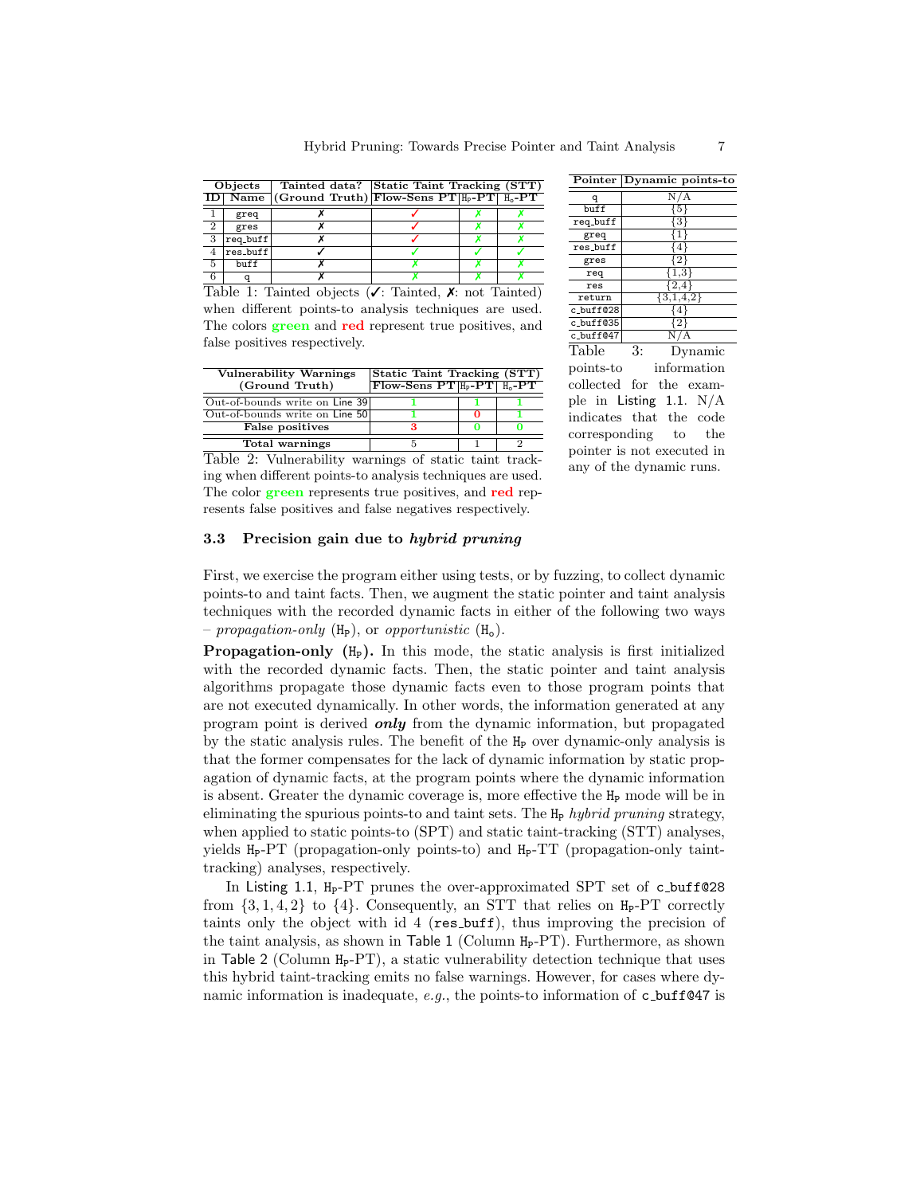| Objects | | Tainted data? | Static Taint Tracking (STT) | | |
|---|---|---|---|---|---|
| ID | Name | (Ground Truth) | Flow-Sens PT | $H_p$-PT | $H_o$-PT |
| 1 | greq | ✗ | ✓ | ✗ | ✗ |
| 2 | gres | ✗ | ✓ | ✗ | ✗ |
| 3 | req_buff | ✗ | ✓ | ✗ | ✗ |
| 4 | res_buff | ✓ | ✓ | ✓ | ✓ |
| 5 | buff | ✗ | ✗ | ✗ | ✗ |
| 6 | q | ✗ | ✗ | ✗ | ✗ |

Table 1: Tainted objects (✓: Tainted, ✗: not Tainted) when different points-to analysis techniques are used. The colors **green** and **red** represent true positives, and false positives respectively.

| Vulnerability Warnings (Ground Truth) | Static Taint Tracking (STT) | | |
|---|---|---|---|
| | Flow-Sens PT | $H_p$-PT | $H_o$-PT |
| Out-of-bounds write on Line 39 | 1 | 1 | 1 |
| Out-of-bounds write on Line 50 | 1 | 0 | 1 |
| **False positives** | 3 | 0 | 0 |
| **Total warnings** | 5 | 1 | 2 |

Table 2: Vulnerability warnings of static taint tracking when different points-to analysis techniques are used. The color **green** represents true positives, and **red** represents false positives and false negatives respectively.

| Pointer | Dynamic points-to |
|---|---|
| q | N/A |
| buff | {5} |
| req_buff | {3} |
| greq | {1} |
| res_buff | {4} |
| gres | {2} |
| req | {1,3} |
| res | {2,4} |
| return | {3,1,4,2} |
| c_buff@28 | {4} |
| c_buff@35 | {2} |
| c_buff@47 | N/A |

Table 3: Dynamic points-to information collected for the example in Listing 1.1. N/A indicates that the code corresponding to the pointer is not executed in any of the dynamic runs.

### 3.3 Precision gain due to *hybrid pruning*

First, we exercise the program either using tests, or by fuzzing, to collect dynamic points-to and taint facts. Then, we augment the static pointer and taint analysis techniques with the recorded dynamic facts in either of the following two ways – *propagation-only* ($H_p$), or *opportunistic* ($H_o$).

**Propagation-only ($H_p$).** In this mode, the static analysis is first initialized with the recorded dynamic facts. Then, the static pointer and taint analysis algorithms propagate those dynamic facts even to those program points that are not executed dynamically. In other words, the information generated at any program point is derived ***only*** from the dynamic information, but propagated by the static analysis rules. The benefit of the $H_p$ over dynamic-only analysis is that the former compensates for the lack of dynamic information by static propagation of dynamic facts, at the program points where the dynamic information is absent. Greater the dynamic coverage is, more effective the $H_p$ mode will be in eliminating the spurious points-to and taint sets. The $H_p$ *hybrid pruning* strategy, when applied to static points-to (SPT) and static taint-tracking (STT) analyses, yields $H_p$-PT (propagation-only points-to) and $H_p$-TT (propagation-only taint-tracking) analyses, respectively.

In Listing 1.1, $H_p$-PT prunes the over-approximated SPT set of c_buff@28 from $\{3, 1, 4, 2\}$ to $\{4\}$. Consequently, an STT that relies on $H_p$-PT correctly taints only the object with id 4 (res_buff), thus improving the precision of the taint analysis, as shown in Table 1 (Column $H_p$-PT). Furthermore, as shown in Table 2 (Column $H_p$-PT), a static vulnerability detection technique that uses this hybrid taint-tracking emits no false warnings. However, for cases where dynamic information is inadequate, *e.g.*, the points-to information of c_buff@47 is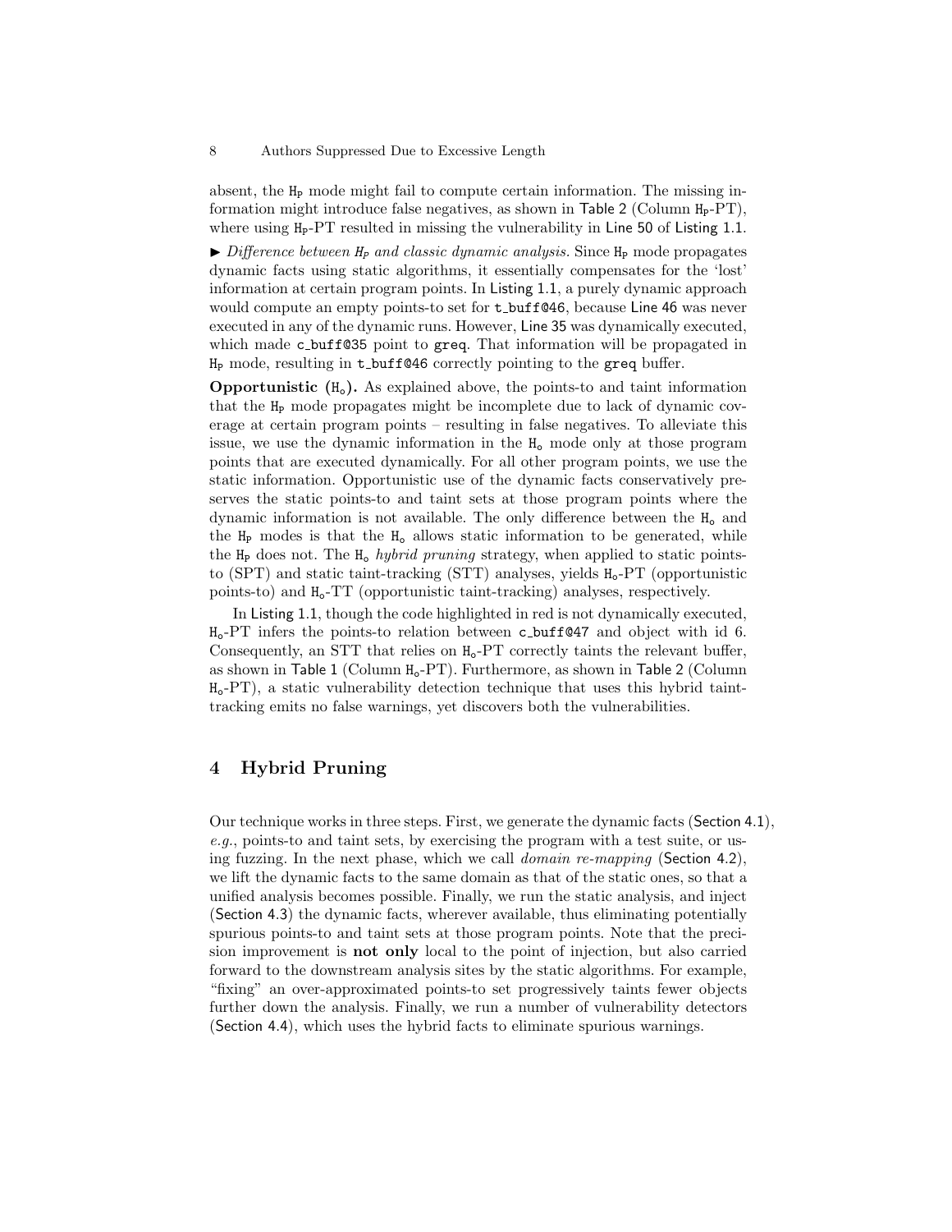absent, the $\mathtt{H_P}$ mode might fail to compute certain information. The missing information might introduce false negatives, as shown in Table 2 (Column $\mathtt{H_P}$-PT), where using $\mathtt{H_P}$-PT resulted in missing the vulnerability in Line 50 of Listing 1.1.

▶ *Difference between $H_P$ and classic dynamic analysis.* Since $\mathtt{H_P}$ mode propagates dynamic facts using static algorithms, it essentially compensates for the 'lost' information at certain program points. In Listing 1.1, a purely dynamic approach would compute an empty points-to set for `t_buff@46`, because Line 46 was never executed in any of the dynamic runs. However, Line 35 was dynamically executed, which made `c_buff@35` point to `greq`. That information will be propagated in $\mathtt{H_P}$ mode, resulting in `t_buff@46` correctly pointing to the `greq` buffer.

**Opportunistic ($\mathtt{H_o}$).** As explained above, the points-to and taint information that the $\mathtt{H_P}$ mode propagates might be incomplete due to lack of dynamic coverage at certain program points – resulting in false negatives. To alleviate this issue, we use the dynamic information in the $\mathtt{H_o}$ mode only at those program points that are executed dynamically. For all other program points, we use the static information. Opportunistic use of the dynamic facts conservatively preserves the static points-to and taint sets at those program points where the dynamic information is not available. The only difference between the $\mathtt{H_o}$ and the $\mathtt{H_P}$ modes is that the $\mathtt{H_o}$ allows static information to be generated, while the $\mathtt{H_P}$ does not. The $\mathtt{H_o}$ *hybrid pruning* strategy, when applied to static points-to (SPT) and static taint-tracking (STT) analyses, yields $\mathtt{H_o}$-PT (opportunistic points-to) and $\mathtt{H_o}$-TT (opportunistic taint-tracking) analyses, respectively.

In Listing 1.1, though the code highlighted in red is not dynamically executed, $\mathtt{H_o}$-PT infers the points-to relation between `c_buff@47` and object with id 6. Consequently, an STT that relies on $\mathtt{H_o}$-PT correctly taints the relevant buffer, as shown in Table 1 (Column $\mathtt{H_o}$-PT). Furthermore, as shown in Table 2 (Column $\mathtt{H_o}$-PT), a static vulnerability detection technique that uses this hybrid taint-tracking emits no false warnings, yet discovers both the vulnerabilities.

## 4 Hybrid Pruning

Our technique works in three steps. First, we generate the dynamic facts (Section 4.1), *e.g.*, points-to and taint sets, by exercising the program with a test suite, or using fuzzing. In the next phase, which we call *domain re-mapping* (Section 4.2), we lift the dynamic facts to the same domain as that of the static ones, so that a unified analysis becomes possible. Finally, we run the static analysis, and inject (Section 4.3) the dynamic facts, wherever available, thus eliminating potentially spurious points-to and taint sets at those program points. Note that the precision improvement is **not only** local to the point of injection, but also carried forward to the downstream analysis sites by the static algorithms. For example, "fixing" an over-approximated points-to set progressively taints fewer objects further down the analysis. Finally, we run a number of vulnerability detectors (Section 4.4), which uses the hybrid facts to eliminate spurious warnings.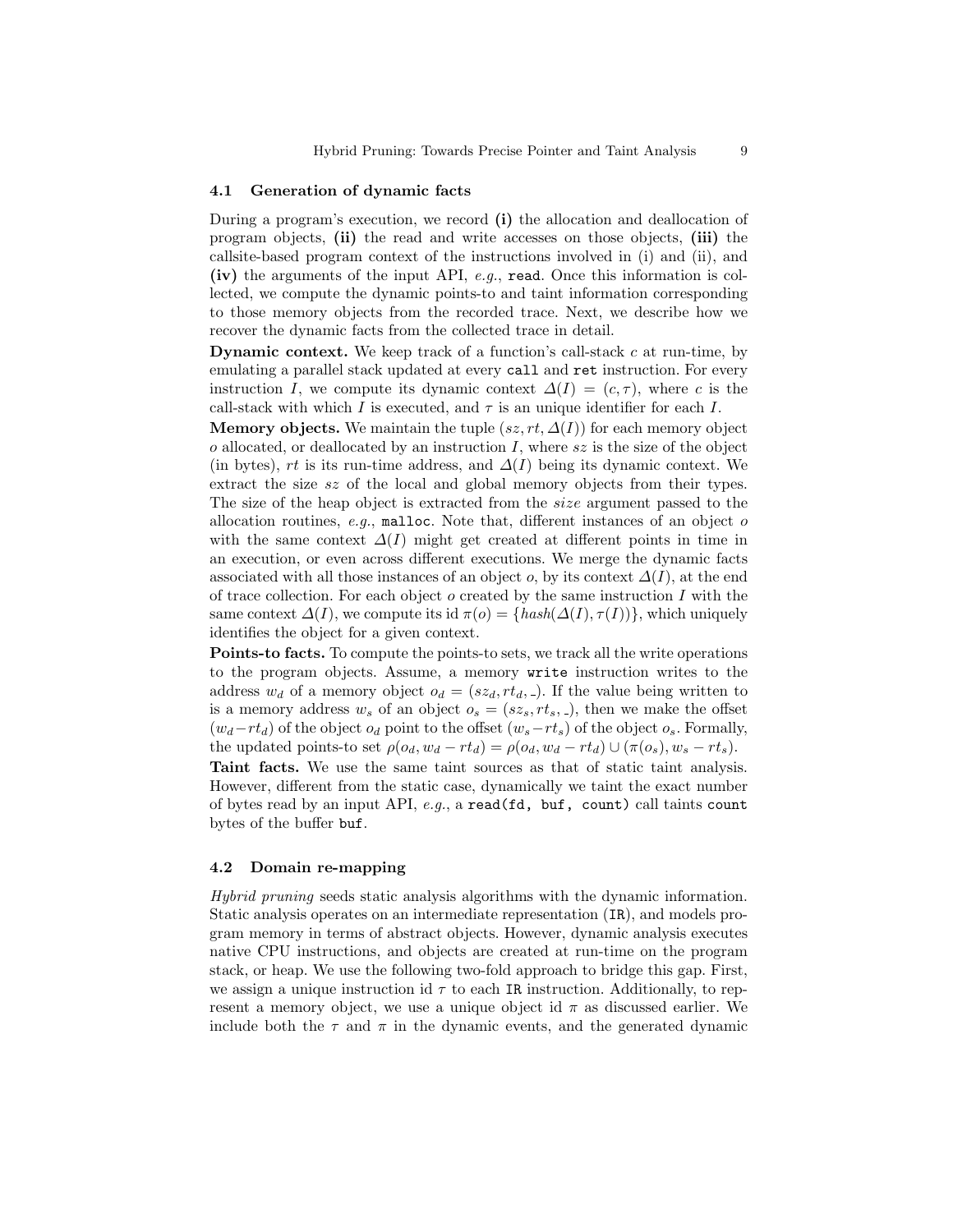### 4.1 Generation of dynamic facts

During a program's execution, we record **(i)** the allocation and deallocation of program objects, **(ii)** the read and write accesses on those objects, **(iii)** the callsite-based program context of the instructions involved in (i) and (ii), and **(iv)** the arguments of the input API, *e.g.*, `read`. Once this information is collected, we compute the dynamic points-to and taint information corresponding to those memory objects from the recorded trace. Next, we describe how we recover the dynamic facts from the collected trace in detail.

**Dynamic context.** We keep track of a function's call-stack $c$ at run-time, by emulating a parallel stack updated at every `call` and `ret` instruction. For every instruction $I$, we compute its dynamic context $\Delta(I) = (c, \tau)$, where $c$ is the call-stack with which $I$ is executed, and $\tau$ is an unique identifier for each $I$.

**Memory objects.** We maintain the tuple $(sz, rt, \Delta(I))$ for each memory object $o$ allocated, or deallocated by an instruction $I$, where $sz$ is the size of the object (in bytes), $rt$ is its run-time address, and $\Delta(I)$ being its dynamic context. We extract the size $sz$ of the local and global memory objects from their types. The size of the heap object is extracted from the *size* argument passed to the allocation routines, *e.g.*, `malloc`. Note that, different instances of an object $o$ with the same context $\Delta(I)$ might get created at different points in time in an execution, or even across different executions. We merge the dynamic facts associated with all those instances of an object $o$, by its context $\Delta(I)$, at the end of trace collection. For each object $o$ created by the same instruction $I$ with the same context $\Delta(I)$, we compute its id $\pi(o) = \{hash(\Delta(I), \tau(I))\}$, which uniquely identifies the object for a given context.

**Points-to facts.** To compute the points-to sets, we track all the write operations to the program objects. Assume, a memory `write` instruction writes to the address $w_d$ of a memory object $o_d = (sz_d, rt_d, \_)$. If the value being written to is a memory address $w_s$ of an object $o_s = (sz_s, rt_s, \_)$, then we make the offset $(w_d - rt_d)$ of the object $o_d$ point to the offset $(w_s - rt_s)$ of the object $o_s$. Formally, the updated points-to set $\rho(o_d, w_d - rt_d) = \rho(o_d, w_d - rt_d) \cup (\pi(o_s), w_s - rt_s)$.

**Taint facts.** We use the same taint sources as that of static taint analysis. However, different from the static case, dynamically we taint the exact number of bytes read by an input API, *e.g.*, a `read(fd, buf, count)` call taints `count` bytes of the buffer `buf`.

### 4.2 Domain re-mapping

*Hybrid pruning* seeds static analysis algorithms with the dynamic information. Static analysis operates on an intermediate representation (`IR`), and models program memory in terms of abstract objects. However, dynamic analysis executes native CPU instructions, and objects are created at run-time on the program stack, or heap. We use the following two-fold approach to bridge this gap. First, we assign a unique instruction id $\tau$ to each `IR` instruction. Additionally, to represent a memory object, we use a unique object id $\pi$ as discussed earlier. We include both the $\tau$ and $\pi$ in the dynamic events, and the generated dynamic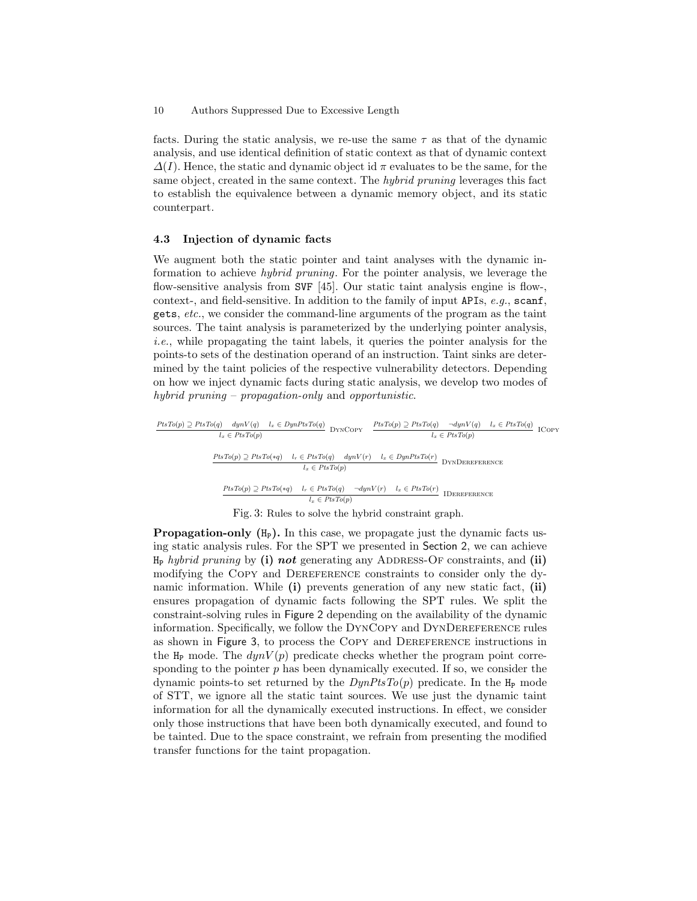facts. During the static analysis, we re-use the same $\tau$ as that of the dynamic analysis, and use identical definition of static context as that of dynamic context $\Delta(I)$. Hence, the static and dynamic object id $\pi$ evaluates to be the same, for the same object, created in the same context. The *hybrid pruning* leverages this fact to establish the equivalence between a dynamic memory object, and its static counterpart.

### 4.3 Injection of dynamic facts

We augment both the static pointer and taint analyses with the dynamic information to achieve *hybrid pruning*. For the pointer analysis, we leverage the flow-sensitive analysis from `SVF` [45]. Our static taint analysis engine is flow-, context-, and field-sensitive. In addition to the family of input `APIs`, *e.g.*, `scanf`, `gets`, *etc.*, we consider the command-line arguments of the program as the taint sources. The taint analysis is parameterized by the underlying pointer analysis, *i.e.*, while propagating the taint labels, it queries the pointer analysis for the points-to sets of the destination operand of an instruction. Taint sinks are determined by the taint policies of the respective vulnerability detectors. Depending on how we inject dynamic facts during static analysis, we develop two modes of *hybrid pruning* – *propagation-only* and *opportunistic*.

$$\frac{PtsTo(p) \supseteq PtsTo(q) \quad dynV(q) \quad l_x \in DynPtsTo(q)}{l_x \in PtsTo(p)} \text{ DynCopy} \qquad \frac{PtsTo(p) \supseteq PtsTo(q) \quad \neg dynV(q) \quad l_x \in PtsTo(q)}{l_x \in PtsTo(p)} \text{ ICopy}$$

$$\frac{PtsTo(p) \supseteq PtsTo(*q) \quad l_r \in PtsTo(q) \quad dynV(r) \quad l_x \in DynPtsTo(r)}{l_x \in PtsTo(p)} \text{ DynDereference}$$

$$\frac{PtsTo(p) \supseteq PtsTo(*q) \quad l_r \in PtsTo(q) \quad \neg dynV(r) \quad l_x \in PtsTo(r)}{l_x \in PtsTo(p)} \text{ IDereference}$$

Fig. 3: Rules to solve the hybrid constraint graph.

**Propagation-only ($\mathtt{H_P}$).** In this case, we propagate just the dynamic facts using static analysis rules. For the SPT we presented in Section 2, we can achieve $\mathtt{H_P}$ *hybrid pruning* by **(i)** ***not*** generating any Address-Of constraints, and **(ii)** modifying the Copy and Dereference constraints to consider only the dynamic information. While **(i)** prevents generation of any new static fact, **(ii)** ensures propagation of dynamic facts following the SPT rules. We split the constraint-solving rules in Figure 2 depending on the availability of the dynamic information. Specifically, we follow the DynCopy and DynDereference rules as shown in Figure 3, to process the Copy and Dereference instructions in the $\mathtt{H_P}$ mode. The $dynV(p)$ predicate checks whether the program point corresponding to the pointer $p$ has been dynamically executed. If so, we consider the dynamic points-to set returned by the $DynPtsTo(p)$ predicate. In the $\mathtt{H_P}$ mode of STT, we ignore all the static taint sources. We use just the dynamic taint information for all the dynamically executed instructions. In effect, we consider only those instructions that have been both dynamically executed, and found to be tainted. Due to the space constraint, we refrain from presenting the modified transfer functions for the taint propagation.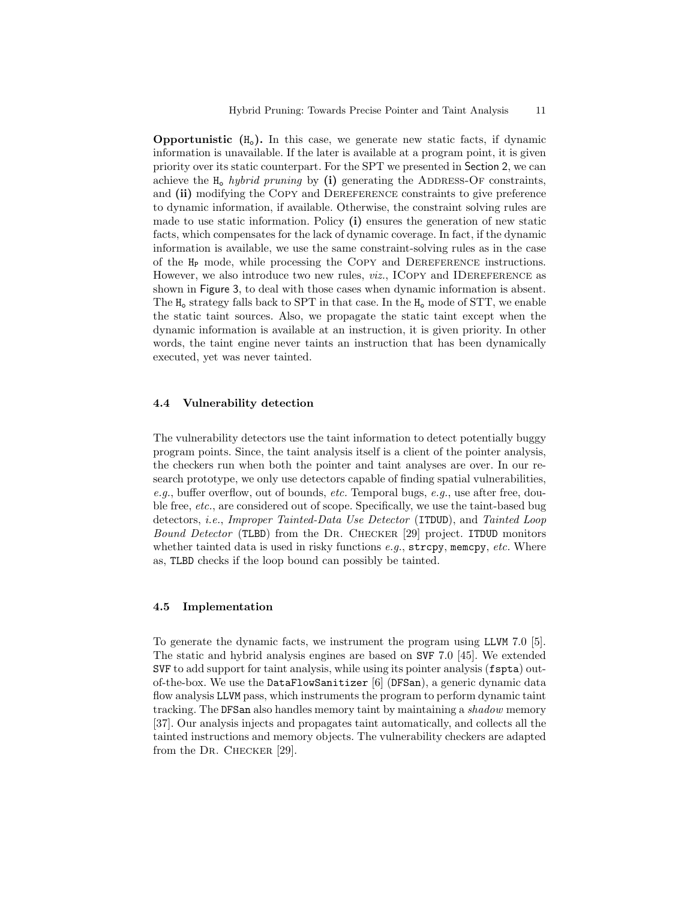**Opportunistic ($H_o$).** In this case, we generate new static facts, if dynamic information is unavailable. If the later is available at a program point, it is given priority over its static counterpart. For the SPT we presented in Section 2, we can achieve the $H_o$ *hybrid pruning* by **(i)** generating the ADDRESS-OF constraints, and **(ii)** modifying the COPY and DEREFERENCE constraints to give preference to dynamic information, if available. Otherwise, the constraint solving rules are made to use static information. Policy **(i)** ensures the generation of new static facts, which compensates for the lack of dynamic coverage. In fact, if the dynamic information is available, we use the same constraint-solving rules as in the case of the $H_P$ mode, while processing the COPY and DEREFERENCE instructions. However, we also introduce two new rules, *viz.*, ICOPY and IDEREFERENCE as shown in Figure 3, to deal with those cases when dynamic information is absent. The $H_o$ strategy falls back to SPT in that case. In the $H_o$ mode of STT, we enable the static taint sources. Also, we propagate the static taint except when the dynamic information is available at an instruction, it is given priority. In other words, the taint engine never taints an instruction that has been dynamically executed, yet was never tainted.

### 4.4 Vulnerability detection

The vulnerability detectors use the taint information to detect potentially buggy program points. Since, the taint analysis itself is a client of the pointer analysis, the checkers run when both the pointer and taint analyses are over. In our research prototype, we only use detectors capable of finding spatial vulnerabilities, *e.g.*, buffer overflow, out of bounds, *etc.* Temporal bugs, *e.g.*, use after free, double free, *etc.*, are considered out of scope. Specifically, we use the taint-based bug detectors, *i.e.*, *Improper Tainted-Data Use Detector* (`ITDUD`), and *Tainted Loop Bound Detector* (`TLBD`) from the DR. CHECKER [29] project. `ITDUD` monitors whether tainted data is used in risky functions *e.g.*, `strcpy`, `memcpy`, *etc.* Where as, `TLBD` checks if the loop bound can possibly be tainted.

### 4.5 Implementation

To generate the dynamic facts, we instrument the program using `LLVM` 7.0 [5]. The static and hybrid analysis engines are based on `SVF` 7.0 [45]. We extended `SVF` to add support for taint analysis, while using its pointer analysis (`fspta`) out-of-the-box. We use the `DataFlowSanitizer` [6] (`DFSan`), a generic dynamic data flow analysis `LLVM` pass, which instruments the program to perform dynamic taint tracking. The `DFSan` also handles memory taint by maintaining a *shadow* memory [37]. Our analysis injects and propagates taint automatically, and collects all the tainted instructions and memory objects. The vulnerability checkers are adapted from the DR. CHECKER [29].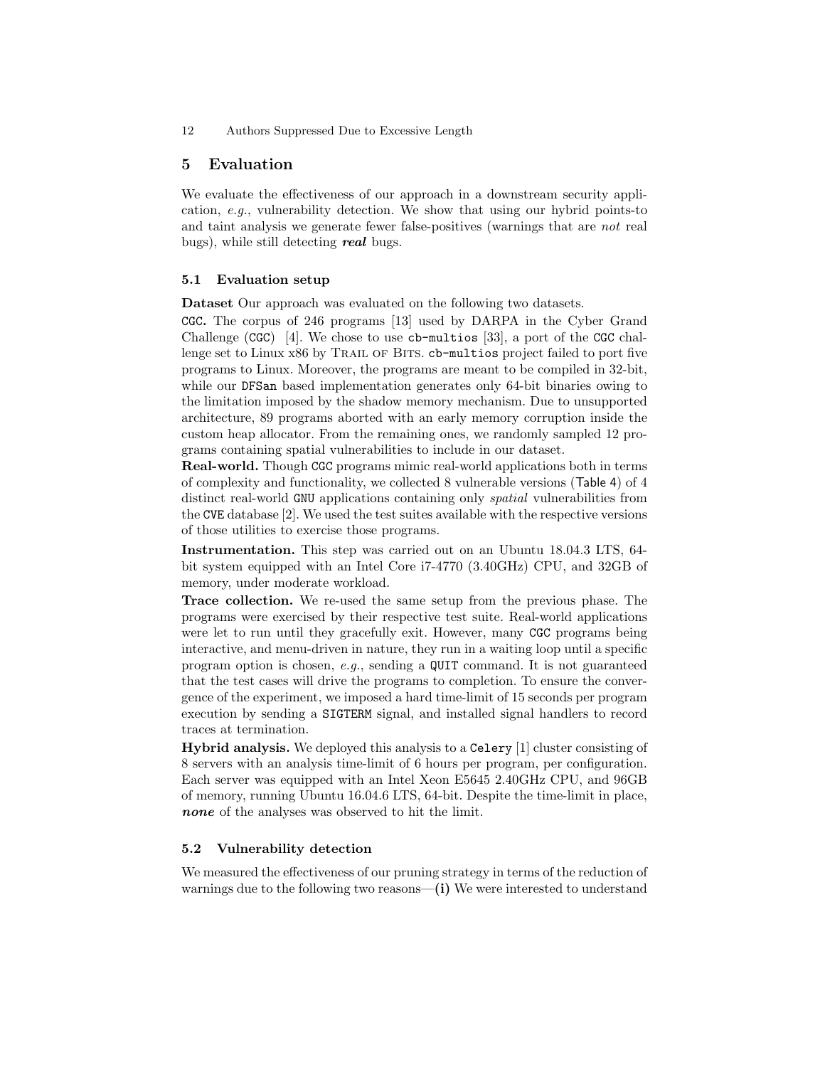## 5 Evaluation

We evaluate the effectiveness of our approach in a downstream security application, *e.g.*, vulnerability detection. We show that using our hybrid points-to and taint analysis we generate fewer false-positives (warnings that are *not* real bugs), while still detecting ***real*** bugs.

### 5.1 Evaluation setup

**Dataset** Our approach was evaluated on the following two datasets.

**CGC.** The corpus of 246 programs [13] used by DARPA in the Cyber Grand Challenge (CGC) [4]. We chose to use `cb-multios` [33], a port of the CGC challenge set to Linux x86 by Trail of Bits. `cb-multios` project failed to port five programs to Linux. Moreover, the programs are meant to be compiled in 32-bit, while our DFSan based implementation generates only 64-bit binaries owing to the limitation imposed by the shadow memory mechanism. Due to unsupported architecture, 89 programs aborted with an early memory corruption inside the custom heap allocator. From the remaining ones, we randomly sampled 12 programs containing spatial vulnerabilities to include in our dataset.

**Real-world.** Though CGC programs mimic real-world applications both in terms of complexity and functionality, we collected 8 vulnerable versions (Table 4) of 4 distinct real-world GNU applications containing only *spatial* vulnerabilities from the CVE database [2]. We used the test suites available with the respective versions of those utilities to exercise those programs.

**Instrumentation.** This step was carried out on an Ubuntu 18.04.3 LTS, 64-bit system equipped with an Intel Core i7-4770 (3.40GHz) CPU, and 32GB of memory, under moderate workload.

**Trace collection.** We re-used the same setup from the previous phase. The programs were exercised by their respective test suite. Real-world applications were let to run until they gracefully exit. However, many CGC programs being interactive, and menu-driven in nature, they run in a waiting loop until a specific program option is chosen, *e.g.*, sending a `QUIT` command. It is not guaranteed that the test cases will drive the programs to completion. To ensure the convergence of the experiment, we imposed a hard time-limit of 15 seconds per program execution by sending a `SIGTERM` signal, and installed signal handlers to record traces at termination.

**Hybrid analysis.** We deployed this analysis to a Celery [1] cluster consisting of 8 servers with an analysis time-limit of 6 hours per program, per configuration. Each server was equipped with an Intel Xeon E5645 2.40GHz CPU, and 96GB of memory, running Ubuntu 16.04.6 LTS, 64-bit. Despite the time-limit in place, ***none*** of the analyses was observed to hit the limit.

### 5.2 Vulnerability detection

We measured the effectiveness of our pruning strategy in terms of the reduction of warnings due to the following two reasons—**(i)** We were interested to understand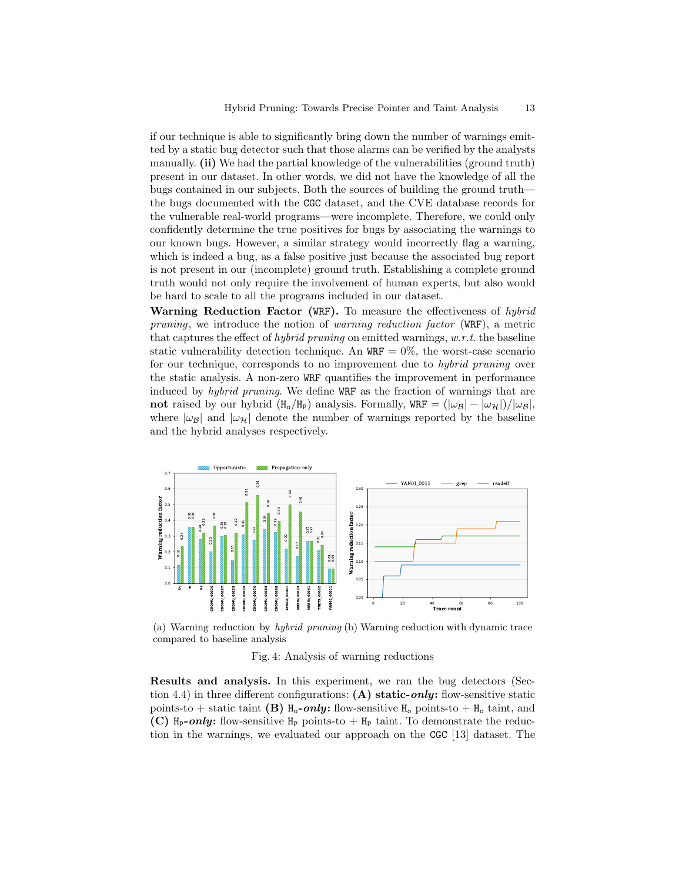if our technique is able to significantly bring down the number of warnings emitted by a static bug detector such that those alarms can be verified by the analysts manually. **(ii)** We had the partial knowledge of the vulnerabilities (ground truth) present in our dataset. In other words, we did not have the knowledge of all the bugs contained in our subjects. Both the sources of building the ground truth—the bugs documented with the `CGC` dataset, and the CVE database records for the vulnerable real-world programs—were incomplete. Therefore, we could only confidently determine the true positives for bugs by associating the warnings to our known bugs. However, a similar strategy would incorrectly flag a warning, which is indeed a bug, as a false positive just because the associated bug report is not present in our (incomplete) ground truth. Establishing a complete ground truth would not only require the involvement of human experts, but also would be hard to scale to all the programs included in our dataset.

**Warning Reduction Factor (`WRF`).** To measure the effectiveness of *hybrid pruning*, we introduce the notion of *warning reduction factor* (`WRF`), a metric that captures the effect of *hybrid pruning* on emitted warnings, *w.r.t.* the baseline static vulnerability detection technique. An `WRF` = 0%, the worst-case scenario for our technique, corresponds to no improvement due to *hybrid pruning* over the static analysis. A non-zero `WRF` quantifies the improvement in performance induced by *hybrid pruning*. We define `WRF` as the fraction of warnings that are **not** raised by our hybrid ($\mathtt{H_o}$/$\mathtt{H_P}$) analysis. Formally, `WRF` = $(|\omega_{\mathcal{B}}| - |\omega_{\mathcal{H}}|)/|\omega_{\mathcal{B}}|$, where $|\omega_{\mathcal{B}}|$ and $|\omega_{\mathcal{H}}|$ denote the number of warnings reported by the baseline and the hybrid analyses respectively.

(a) Warning reduction by *hybrid pruning* compared to baseline analysis (b) Warning reduction with dynamic trace

Fig. 4: Analysis of warning reductions

**Results and analysis.** In this experiment, we ran the bug detectors (Section 4.4) in three different configurations: **(A) static-*only*:** flow-sensitive static points-to + static taint **(B)** $\mathtt{H_o}$**-*only*:** flow-sensitive $\mathtt{H_o}$ points-to + $\mathtt{H_o}$ taint, and **(C)** $\mathtt{H_P}$**-*only*:** flow-sensitive $\mathtt{H_P}$ points-to + $\mathtt{H_P}$ taint. To demonstrate the reduction in the warnings, we evaluated our approach on the `CGC` [13] dataset. The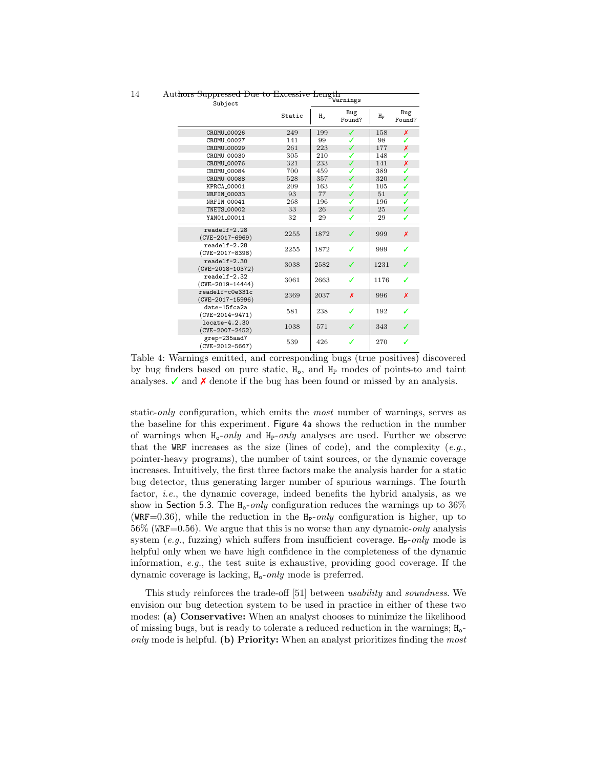| Subject | Static | Warnings | | | |
|---|---|---|---|---|---|
| | | $H_o$ | Bug Found? | $H_P$ | Bug Found? |
| CROMU_00026 | 249 | 199 | ✓ | 158 | ✗ |
| CROMU_00027 | 141 | 99 | ✓ | 98 | ✓ |
| CROMU_00029 | 261 | 223 | ✓ | 177 | ✗ |
| CROMU_00030 | 305 | 210 | ✓ | 148 | ✓ |
| CROMU_00076 | 321 | 233 | ✓ | 141 | ✗ |
| CROMU_00084 | 700 | 459 | ✓ | 389 | ✓ |
| CROMU_00088 | 528 | 357 | ✓ | 320 | ✓ |
| KPRCA_00001 | 209 | 163 | ✓ | 105 | ✓ |
| NRFIN_00033 | 93 | 77 | ✓ | 51 | ✓ |
| NRFIN_00041 | 268 | 196 | ✓ | 196 | ✓ |
| TNETS_00002 | 33 | 26 | ✓ | 25 | ✓ |
| YAN01_00011 | 32 | 29 | ✓ | 29 | ✓ |
| readelf-2.28 (CVE-2017-6969) | 2255 | 1872 | ✓ | 999 | ✗ |
| readelf-2.28 (CVE-2017-8398) | 2255 | 1872 | ✓ | 999 | ✓ |
| readelf-2.30 (CVE-2018-10372) | 3038 | 2582 | ✓ | 1231 | ✓ |
| readelf-2.32 (CVE-2019-14444) | 3061 | 2663 | ✓ | 1176 | ✓ |
| readelf-c0e331c (CVE-2017-15996) | 2369 | 2037 | ✗ | 996 | ✗ |
| date-15fca2a (CVE-2014-9471) | 581 | 238 | ✓ | 192 | ✓ |
| locate-4.2.30 (CVE-2007-2452) | 1038 | 571 | ✓ | 343 | ✓ |
| grep-235aad7 (CVE-2012-5667) | 539 | 426 | ✓ | 270 | ✓ |

Table 4: Warnings emitted, and corresponding bugs (true positives) discovered by bug finders based on pure static, $H_o$, and $H_P$ modes of points-to and taint analyses. ✓ and ✗ denote if the bug has been found or missed by an analysis.

static-*only* configuration, which emits the *most* number of warnings, serves as the baseline for this experiment. Figure 4a shows the reduction in the number of warnings when $H_o$-*only* and $H_P$-*only* analyses are used. Further we observe that the WRF increases as the size (lines of code), and the complexity (*e.g.*, pointer-heavy programs), the number of taint sources, or the dynamic coverage increases. Intuitively, the first three factors make the analysis harder for a static bug detector, thus generating larger number of spurious warnings. The fourth factor, *i.e.*, the dynamic coverage, indeed benefits the hybrid analysis, as we show in Section 5.3. The $H_o$-*only* configuration reduces the warnings up to 36% (WRF=0.36), while the reduction in the $H_P$-*only* configuration is higher, up to 56% (WRF=0.56). We argue that this is no worse than any dynamic-*only* analysis system (*e.g.*, fuzzing) which suffers from insufficient coverage. $H_P$-*only* mode is helpful only when we have high confidence in the completeness of the dynamic information, *e.g.*, the test suite is exhaustive, providing good coverage. If the dynamic coverage is lacking, $H_o$-*only* mode is preferred.

This study reinforces the trade-off [51] between *usability* and *soundness*. We envision our bug detection system to be used in practice in either of these two modes: **(a) Conservative:** When an analyst chooses to minimize the likelihood of missing bugs, but is ready to tolerate a reduced reduction in the warnings; $H_o$-*only* mode is helpful. **(b) Priority:** When an analyst prioritizes finding the *most*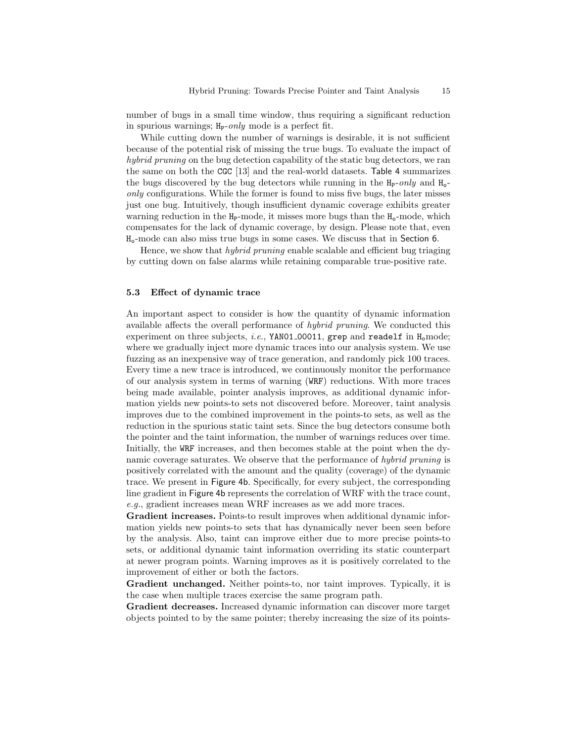number of bugs in a small time window, thus requiring a significant reduction in spurious warnings; $\mathtt{H_P}$-*only* mode is a perfect fit.

While cutting down the number of warnings is desirable, it is not sufficient because of the potential risk of missing the true bugs. To evaluate the impact of *hybrid pruning* on the bug detection capability of the static bug detectors, we ran the same on both the CGC [13] and the real-world datasets. Table 4 summarizes the bugs discovered by the bug detectors while running in the $\mathtt{H_P}$-*only* and $\mathtt{H_o}$-*only* configurations. While the former is found to miss five bugs, the later misses just one bug. Intuitively, though insufficient dynamic coverage exhibits greater warning reduction in the $\mathtt{H_P}$-mode, it misses more bugs than the $\mathtt{H_o}$-mode, which compensates for the lack of dynamic coverage, by design. Please note that, even $\mathtt{H_o}$-mode can also miss true bugs in some cases. We discuss that in Section 6.

Hence, we show that *hybrid pruning* enable scalable and efficient bug triaging by cutting down on false alarms while retaining comparable true-positive rate.

### 5.3 Effect of dynamic trace

An important aspect to consider is how the quantity of dynamic information available affects the overall performance of *hybrid pruning*. We conducted this experiment on three subjects, *i.e.*, YAN01_00011, grep and readelf in $\mathtt{H_o}$mode; where we gradually inject more dynamic traces into our analysis system. We use fuzzing as an inexpensive way of trace generation, and randomly pick 100 traces. Every time a new trace is introduced, we continuously monitor the performance of our analysis system in terms of warning (WRF) reductions. With more traces being made available, pointer analysis improves, as additional dynamic information yields new points-to sets not discovered before. Moreover, taint analysis improves due to the combined improvement in the points-to sets, as well as the reduction in the spurious static taint sets. Since the bug detectors consume both the pointer and the taint information, the number of warnings reduces over time. Initially, the WRF increases, and then becomes stable at the point when the dynamic coverage saturates. We observe that the performance of *hybrid pruning* is positively correlated with the amount and the quality (coverage) of the dynamic trace. We present in Figure 4b. Specifically, for every subject, the corresponding line gradient in Figure 4b represents the correlation of WRF with the trace count, *e.g.*, gradient increases mean WRF increases as we add more traces.

**Gradient increases.** Points-to result improves when additional dynamic information yields new points-to sets that has dynamically never been seen before by the analysis. Also, taint can improve either due to more precise points-to sets, or additional dynamic taint information overriding its static counterpart at newer program points. Warning improves as it is positively correlated to the improvement of either or both the factors.

**Gradient unchanged.** Neither points-to, nor taint improves. Typically, it is the case when multiple traces exercise the same program path.

**Gradient decreases.** Increased dynamic information can discover more target objects pointed to by the same pointer; thereby increasing the size of its points-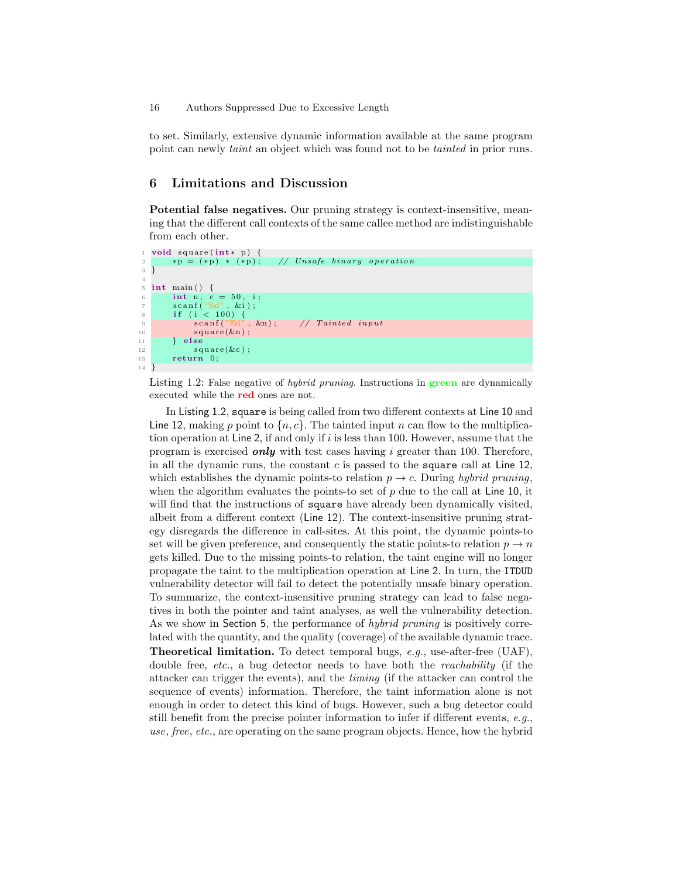to set. Similarly, extensive dynamic information available at the same program point can newly *taint* an object which was found not to be *tainted* in prior runs.

## 6 Limitations and Discussion

**Potential false negatives.** Our pruning strategy is context-insensitive, meaning that the different call contexts of the same callee method are indistinguishable from each other.

```
void square(int* p) {
    *p = (*p) * (*p);   // Unsafe binary operation
}

int main() {
    int n, c = 50, i;
    scanf("%d", &i);
    if (i < 100) {
        scanf("%d", &n);    // Tainted input
        square(&n);
    } else
        square(&c);
    return 0;
}
```

Listing 1.2: False negative of *hybrid pruning*. Instructions in **green** are dynamically executed while the **red** ones are not.

In Listing 1.2, `square` is being called from two different contexts at Line 10 and Line 12, making $p$ point to $\{n, c\}$. The tainted input $n$ can flow to the multiplication operation at Line 2, if and only if $i$ is less than 100. However, assume that the program is exercised ***only*** with test cases having $i$ greater than 100. Therefore, in all the dynamic runs, the constant $c$ is passed to the `square` call at Line 12, which establishes the dynamic points-to relation $p \to c$. During *hybrid pruning*, when the algorithm evaluates the points-to set of $p$ due to the call at Line 10, it will find that the instructions of `square` have already been dynamically visited, albeit from a different context (Line 12). The context-insensitive pruning strategy disregards the difference in call-sites. At this point, the dynamic points-to set will be given preference, and consequently the static points-to relation $p \to n$ gets killed. Due to the missing points-to relation, the taint engine will no longer propagate the taint to the multiplication operation at Line 2. In turn, the `ITDUD` vulnerability detector will fail to detect the potentially unsafe binary operation. To summarize, the context-insensitive pruning strategy can lead to false negatives in both the pointer and taint analyses, as well the vulnerability detection. As we show in Section 5, the performance of *hybrid pruning* is positively correlated with the quantity, and the quality (coverage) of the available dynamic trace.

**Theoretical limitation.** To detect temporal bugs, *e.g.*, use-after-free (UAF), double free, *etc.*, a bug detector needs to have both the *reachability* (if the attacker can trigger the events), and the *timing* (if the attacker can control the sequence of events) information. Therefore, the taint information alone is not enough in order to detect this kind of bugs. However, such a bug detector could still benefit from the precise pointer information to infer if different events, *e.g.*, *use*, *free*, *etc.*, are operating on the same program objects. Hence, how the hybrid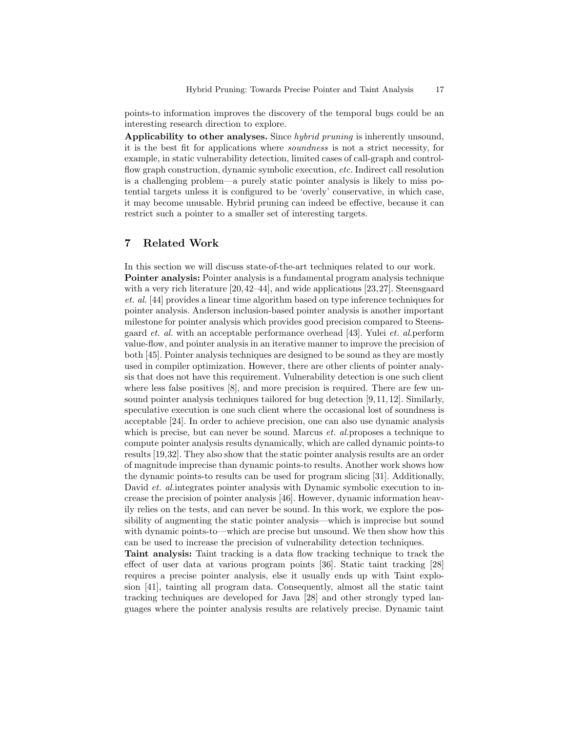points-to information improves the discovery of the temporal bugs could be an interesting research direction to explore.

**Applicability to other analyses.** Since *hybrid pruning* is inherently unsound, it is the best fit for applications where *soundness* is not a strict necessity, for example, in static vulnerability detection, limited cases of call-graph and control-flow graph construction, dynamic symbolic execution, *etc.* Indirect call resolution is a challenging problem—a purely static pointer analysis is likely to miss potential targets unless it is configured to be 'overly' conservative, in which case, it may become unusable. Hybrid pruning can indeed be effective, because it can restrict such a pointer to a smaller set of interesting targets.

## 7 Related Work

In this section we will discuss state-of-the-art techniques related to our work.

**Pointer analysis:** Pointer analysis is a fundamental program analysis technique with a very rich literature [20,42–44], and wide applications [23,27]. Steensgaard *et. al.* [44] provides a linear time algorithm based on type inference techniques for pointer analysis. Anderson inclusion-based pointer analysis is another important milestone for pointer analysis which provides good precision compared to Steensgaard *et. al.* with an acceptable performance overhead [43]. Yulei *et. al.*perform value-flow, and pointer analysis in an iterative manner to improve the precision of both [45]. Pointer analysis techniques are designed to be sound as they are mostly used in compiler optimization. However, there are other clients of pointer analysis that does not have this requirement. Vulnerability detection is one such client where less false positives [8], and more precision is required. There are few unsound pointer analysis techniques tailored for bug detection [9,11,12]. Similarly, speculative execution is one such client where the occasional lost of soundness is acceptable [24]. In order to achieve precision, one can also use dynamic analysis which is precise, but can never be sound. Marcus *et. al.*proposes a technique to compute pointer analysis results dynamically, which are called dynamic points-to results [19,32]. They also show that the static pointer analysis results are an order of magnitude imprecise than dynamic points-to results. Another work shows how the dynamic points-to results can be used for program slicing [31]. Additionally, David *et. al.*integrates pointer analysis with Dynamic symbolic execution to increase the precision of pointer analysis [46]. However, dynamic information heavily relies on the tests, and can never be sound. In this work, we explore the possibility of augmenting the static pointer analysis—which is imprecise but sound with dynamic points-to—which are precise but unsound. We then show how this can be used to increase the precision of vulnerability detection techniques.

**Taint analysis:** Taint tracking is a data flow tracking technique to track the effect of user data at various program points [36]. Static taint tracking [28] requires a precise pointer analysis, else it usually ends up with Taint explosion [41], tainting all program data. Consequently, almost all the static taint tracking techniques are developed for Java [28] and other strongly typed languages where the pointer analysis results are relatively precise. Dynamic taint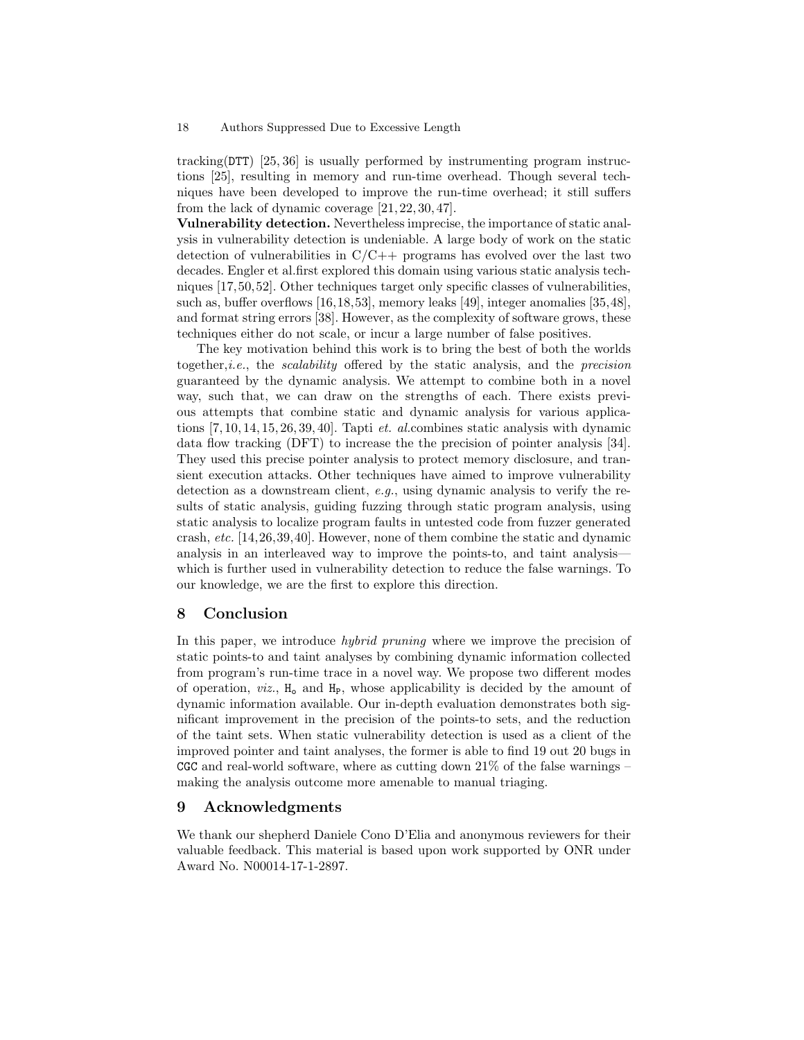tracking(`DTT`) [25, 36] is usually performed by instrumenting program instructions [25], resulting in memory and run-time overhead. Though several techniques have been developed to improve the run-time overhead; it still suffers from the lack of dynamic coverage [21, 22, 30, 47].

**Vulnerability detection.** Nevertheless imprecise, the importance of static analysis in vulnerability detection is undeniable. A large body of work on the static detection of vulnerabilities in C/C++ programs has evolved over the last two decades. Engler et al.first explored this domain using various static analysis techniques [17, 50, 52]. Other techniques target only specific classes of vulnerabilities, such as, buffer overflows [16, 18, 53], memory leaks [49], integer anomalies [35, 48], and format string errors [38]. However, as the complexity of software grows, these techniques either do not scale, or incur a large number of false positives.

The key motivation behind this work is to bring the best of both the worlds together,*i.e.*, the *scalability* offered by the static analysis, and the *precision* guaranteed by the dynamic analysis. We attempt to combine both in a novel way, such that, we can draw on the strengths of each. There exists previous attempts that combine static and dynamic analysis for various applications [7, 10, 14, 15, 26, 39, 40]. Tapti *et. al.*combines static analysis with dynamic data flow tracking (DFT) to increase the the precision of pointer analysis [34]. They used this precise pointer analysis to protect memory disclosure, and transient execution attacks. Other techniques have aimed to improve vulnerability detection as a downstream client, *e.g.*, using dynamic analysis to verify the results of static analysis, guiding fuzzing through static program analysis, using static analysis to localize program faults in untested code from fuzzer generated crash, *etc.* [14, 26, 39, 40]. However, none of them combine the static and dynamic analysis in an interleaved way to improve the points-to, and taint analysis—which is further used in vulnerability detection to reduce the false warnings. To our knowledge, we are the first to explore this direction.

## 8 Conclusion

In this paper, we introduce *hybrid pruning* where we improve the precision of static points-to and taint analyses by combining dynamic information collected from program's run-time trace in a novel way. We propose two different modes of operation, *viz.*, $\mathtt{H_o}$ and $\mathtt{H_p}$, whose applicability is decided by the amount of dynamic information available. Our in-depth evaluation demonstrates both significant improvement in the precision of the points-to sets, and the reduction of the taint sets. When static vulnerability detection is used as a client of the improved pointer and taint analyses, the former is able to find 19 out 20 bugs in `CGC` and real-world software, where as cutting down 21% of the false warnings – making the analysis outcome more amenable to manual triaging.

## 9 Acknowledgments

We thank our shepherd Daniele Cono D'Elia and anonymous reviewers for their valuable feedback. This material is based upon work supported by ONR under Award No. N00014-17-1-2897.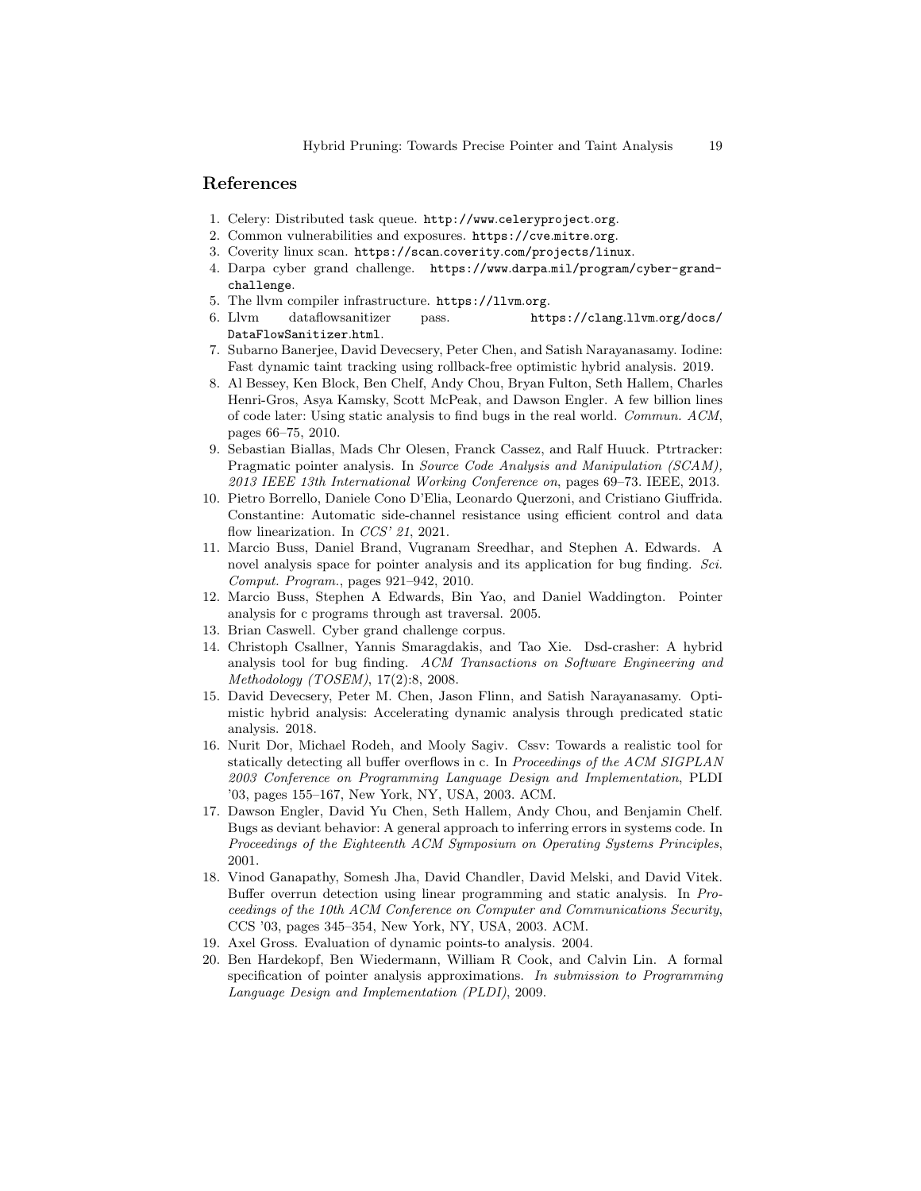## References

1. Celery: Distributed task queue. `http://www.celeryproject.org`.
2. Common vulnerabilities and exposures. `https://cve.mitre.org`.
3. Coverity linux scan. `https://scan.coverity.com/projects/linux`.
4. Darpa cyber grand challenge. `https://www.darpa.mil/program/cyber-grand-challenge`.
5. The llvm compiler infrastructure. `https://llvm.org`.
6. Llvm dataflowsanitizer pass. `https://clang.llvm.org/docs/DataFlowSanitizer.html`.
7. Subarno Banerjee, David Devecsery, Peter Chen, and Satish Narayanasamy. Iodine: Fast dynamic taint tracking using rollback-free optimistic hybrid analysis. 2019.
8. Al Bessey, Ken Block, Ben Chelf, Andy Chou, Bryan Fulton, Seth Hallem, Charles Henri-Gros, Asya Kamsky, Scott McPeak, and Dawson Engler. A few billion lines of code later: Using static analysis to find bugs in the real world. *Commun. ACM*, pages 66–75, 2010.
9. Sebastian Biallas, Mads Chr Olesen, Franck Cassez, and Ralf Huuck. Ptrtracker: Pragmatic pointer analysis. In *Source Code Analysis and Manipulation (SCAM), 2013 IEEE 13th International Working Conference on*, pages 69–73. IEEE, 2013.
10. Pietro Borrello, Daniele Cono D'Elia, Leonardo Querzoni, and Cristiano Giuffrida. Constantine: Automatic side-channel resistance using efficient control and data flow linearization. In *CCS' 21*, 2021.
11. Marcio Buss, Daniel Brand, Vugranam Sreedhar, and Stephen A. Edwards. A novel analysis space for pointer analysis and its application for bug finding. *Sci. Comput. Program.*, pages 921–942, 2010.
12. Marcio Buss, Stephen A Edwards, Bin Yao, and Daniel Waddington. Pointer analysis for c programs through ast traversal. 2005.
13. Brian Caswell. Cyber grand challenge corpus.
14. Christoph Csallner, Yannis Smaragdakis, and Tao Xie. Dsd-crasher: A hybrid analysis tool for bug finding. *ACM Transactions on Software Engineering and Methodology (TOSEM)*, 17(2):8, 2008.
15. David Devecsery, Peter M. Chen, Jason Flinn, and Satish Narayanasamy. Optimistic hybrid analysis: Accelerating dynamic analysis through predicated static analysis. 2018.
16. Nurit Dor, Michael Rodeh, and Mooly Sagiv. Cssv: Towards a realistic tool for statically detecting all buffer overflows in c. In *Proceedings of the ACM SIGPLAN 2003 Conference on Programming Language Design and Implementation*, PLDI '03, pages 155–167, New York, NY, USA, 2003. ACM.
17. Dawson Engler, David Yu Chen, Seth Hallem, Andy Chou, and Benjamin Chelf. Bugs as deviant behavior: A general approach to inferring errors in systems code. In *Proceedings of the Eighteenth ACM Symposium on Operating Systems Principles*, 2001.
18. Vinod Ganapathy, Somesh Jha, David Chandler, David Melski, and David Vitek. Buffer overrun detection using linear programming and static analysis. In *Proceedings of the 10th ACM Conference on Computer and Communications Security*, CCS '03, pages 345–354, New York, NY, USA, 2003. ACM.
19. Axel Gross. Evaluation of dynamic points-to analysis. 2004.
20. Ben Hardekopf, Ben Wiedermann, William R Cook, and Calvin Lin. A formal specification of pointer analysis approximations. *In submission to Programming Language Design and Implementation (PLDI)*, 2009.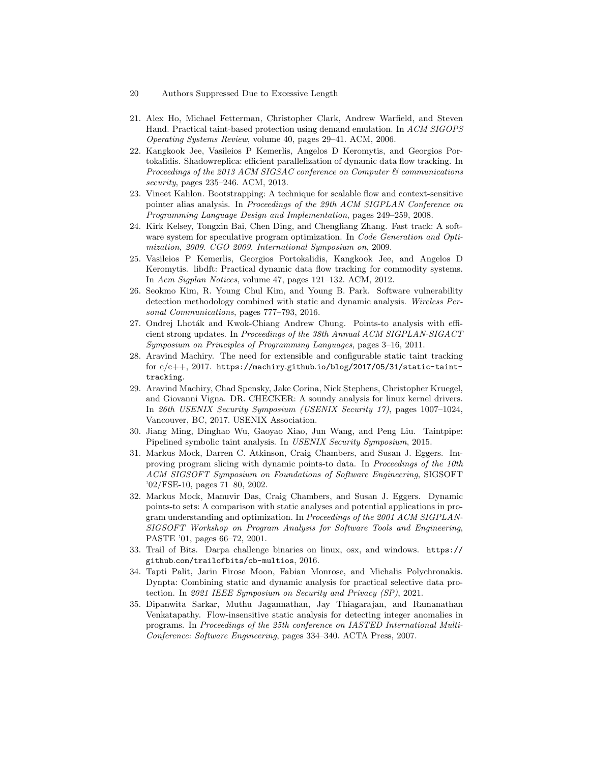21. Alex Ho, Michael Fetterman, Christopher Clark, Andrew Warfield, and Steven Hand. Practical taint-based protection using demand emulation. In *ACM SIGOPS Operating Systems Review*, volume 40, pages 29–41. ACM, 2006.
22. Kangkook Jee, Vasileios P Kemerlis, Angelos D Keromytis, and Georgios Portokalidis. Shadowreplica: efficient parallelization of dynamic data flow tracking. In *Proceedings of the 2013 ACM SIGSAC conference on Computer & communications security*, pages 235–246. ACM, 2013.
23. Vineet Kahlon. Bootstrapping: A technique for scalable flow and context-sensitive pointer alias analysis. In *Proceedings of the 29th ACM SIGPLAN Conference on Programming Language Design and Implementation*, pages 249–259, 2008.
24. Kirk Kelsey, Tongxin Bai, Chen Ding, and Chengliang Zhang. Fast track: A software system for speculative program optimization. In *Code Generation and Optimization, 2009. CGO 2009. International Symposium on*, 2009.
25. Vasileios P Kemerlis, Georgios Portokalidis, Kangkook Jee, and Angelos D Keromytis. libdft: Practical dynamic data flow tracking for commodity systems. In *Acm Sigplan Notices*, volume 47, pages 121–132. ACM, 2012.
26. Seokmo Kim, R. Young Chul Kim, and Young B. Park. Software vulnerability detection methodology combined with static and dynamic analysis. *Wireless Personal Communications*, pages 777–793, 2016.
27. Ondrej Lhoták and Kwok-Chiang Andrew Chung. Points-to analysis with efficient strong updates. In *Proceedings of the 38th Annual ACM SIGPLAN-SIGACT Symposium on Principles of Programming Languages*, pages 3–16, 2011.
28. Aravind Machiry. The need for extensible and configurable static taint tracking for c/c++, 2017. `https://machiry.github.io/blog/2017/05/31/static-taint-tracking`.
29. Aravind Machiry, Chad Spensky, Jake Corina, Nick Stephens, Christopher Kruegel, and Giovanni Vigna. DR. CHECKER: A soundy analysis for linux kernel drivers. In *26th USENIX Security Symposium (USENIX Security 17)*, pages 1007–1024, Vancouver, BC, 2017. USENIX Association.
30. Jiang Ming, Dinghao Wu, Gaoyao Xiao, Jun Wang, and Peng Liu. Taintpipe: Pipelined symbolic taint analysis. In *USENIX Security Symposium*, 2015.
31. Markus Mock, Darren C. Atkinson, Craig Chambers, and Susan J. Eggers. Improving program slicing with dynamic points-to data. In *Proceedings of the 10th ACM SIGSOFT Symposium on Foundations of Software Engineering*, SIGSOFT '02/FSE-10, pages 71–80, 2002.
32. Markus Mock, Manuvir Das, Craig Chambers, and Susan J. Eggers. Dynamic points-to sets: A comparison with static analyses and potential applications in program understanding and optimization. In *Proceedings of the 2001 ACM SIGPLAN-SIGSOFT Workshop on Program Analysis for Software Tools and Engineering*, PASTE '01, pages 66–72, 2001.
33. Trail of Bits. Darpa challenge binaries on linux, osx, and windows. `https://github.com/trailofbits/cb-multios`, 2016.
34. Tapti Palit, Jarin Firose Moon, Fabian Monrose, and Michalis Polychronakis. Dynpta: Combining static and dynamic analysis for practical selective data protection. In *2021 IEEE Symposium on Security and Privacy (SP)*, 2021.
35. Dipanwita Sarkar, Muthu Jagannathan, Jay Thiagarajan, and Ramanathan Venkatapathy. Flow-insensitive static analysis for detecting integer anomalies in programs. In *Proceedings of the 25th conference on IASTED International Multi-Conference: Software Engineering*, pages 334–340. ACTA Press, 2007.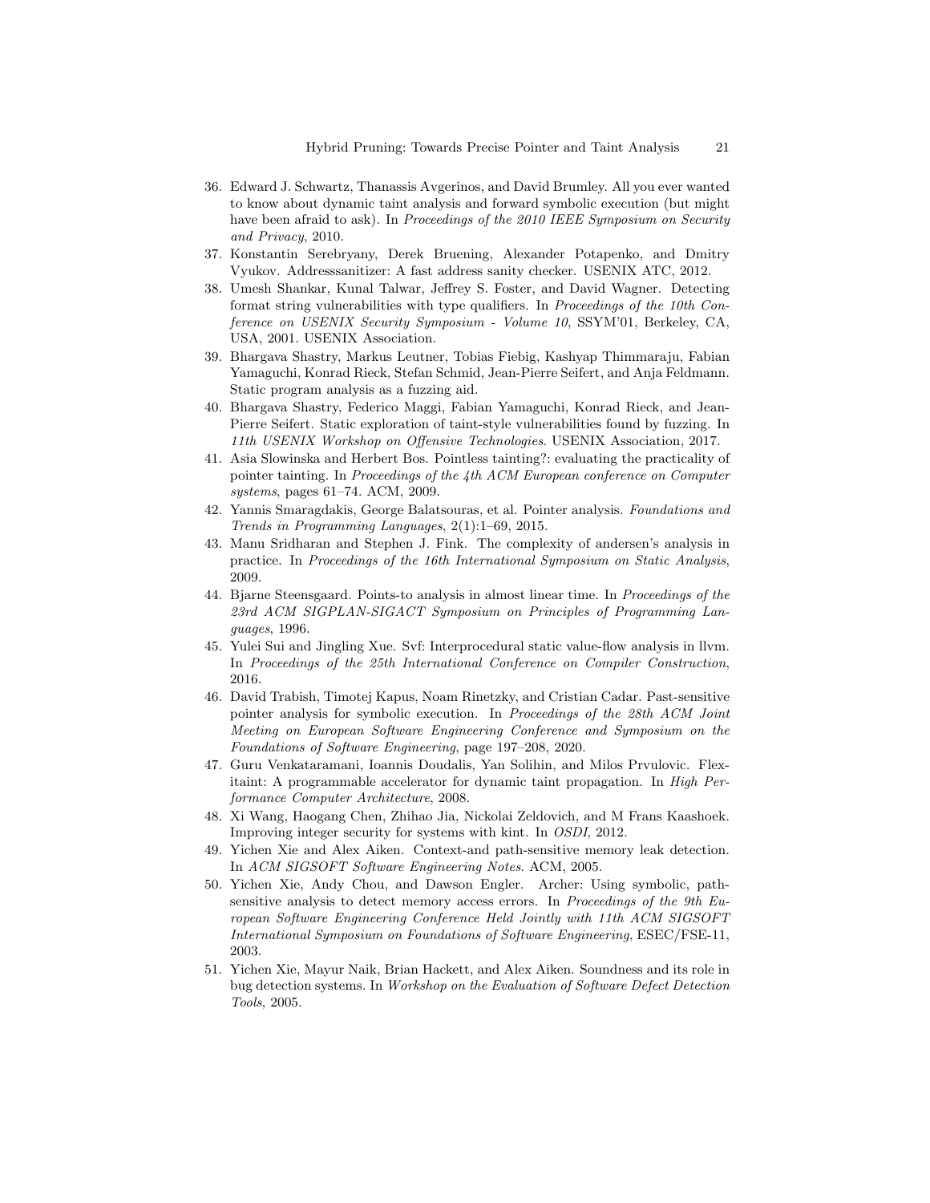36. Edward J. Schwartz, Thanassis Avgerinos, and David Brumley. All you ever wanted to know about dynamic taint analysis and forward symbolic execution (but might have been afraid to ask). In *Proceedings of the 2010 IEEE Symposium on Security and Privacy*, 2010.
37. Konstantin Serebryany, Derek Bruening, Alexander Potapenko, and Dmitry Vyukov. Addresssanitizer: A fast address sanity checker. USENIX ATC, 2012.
38. Umesh Shankar, Kunal Talwar, Jeffrey S. Foster, and David Wagner. Detecting format string vulnerabilities with type qualifiers. In *Proceedings of the 10th Conference on USENIX Security Symposium - Volume 10*, SSYM'01, Berkeley, CA, USA, 2001. USENIX Association.
39. Bhargava Shastry, Markus Leutner, Tobias Fiebig, Kashyap Thimmaraju, Fabian Yamaguchi, Konrad Rieck, Stefan Schmid, Jean-Pierre Seifert, and Anja Feldmann. Static program analysis as a fuzzing aid.
40. Bhargava Shastry, Federico Maggi, Fabian Yamaguchi, Konrad Rieck, and Jean-Pierre Seifert. Static exploration of taint-style vulnerabilities found by fuzzing. In *11th USENIX Workshop on Offensive Technologies*. USENIX Association, 2017.
41. Asia Slowinska and Herbert Bos. Pointless tainting?: evaluating the practicality of pointer tainting. In *Proceedings of the 4th ACM European conference on Computer systems*, pages 61–74. ACM, 2009.
42. Yannis Smaragdakis, George Balatsouras, et al. Pointer analysis. *Foundations and Trends in Programming Languages*, 2(1):1–69, 2015.
43. Manu Sridharan and Stephen J. Fink. The complexity of andersen's analysis in practice. In *Proceedings of the 16th International Symposium on Static Analysis*, 2009.
44. Bjarne Steensgaard. Points-to analysis in almost linear time. In *Proceedings of the 23rd ACM SIGPLAN-SIGACT Symposium on Principles of Programming Languages*, 1996.
45. Yulei Sui and Jingling Xue. Svf: Interprocedural static value-flow analysis in llvm. In *Proceedings of the 25th International Conference on Compiler Construction*, 2016.
46. David Trabish, Timotej Kapus, Noam Rinetzky, and Cristian Cadar. Past-sensitive pointer analysis for symbolic execution. In *Proceedings of the 28th ACM Joint Meeting on European Software Engineering Conference and Symposium on the Foundations of Software Engineering*, page 197–208, 2020.
47. Guru Venkataramani, Ioannis Doudalis, Yan Solihin, and Milos Prvulovic. Flexitaint: A programmable accelerator for dynamic taint propagation. In *High Performance Computer Architecture*, 2008.
48. Xi Wang, Haogang Chen, Zhihao Jia, Nickolai Zeldovich, and M Frans Kaashoek. Improving integer security for systems with kint. In *OSDI*, 2012.
49. Yichen Xie and Alex Aiken. Context-and path-sensitive memory leak detection. In *ACM SIGSOFT Software Engineering Notes*. ACM, 2005.
50. Yichen Xie, Andy Chou, and Dawson Engler. Archer: Using symbolic, path-sensitive analysis to detect memory access errors. In *Proceedings of the 9th European Software Engineering Conference Held Jointly with 11th ACM SIGSOFT International Symposium on Foundations of Software Engineering*, ESEC/FSE-11, 2003.
51. Yichen Xie, Mayur Naik, Brian Hackett, and Alex Aiken. Soundness and its role in bug detection systems. In *Workshop on the Evaluation of Software Defect Detection Tools*, 2005.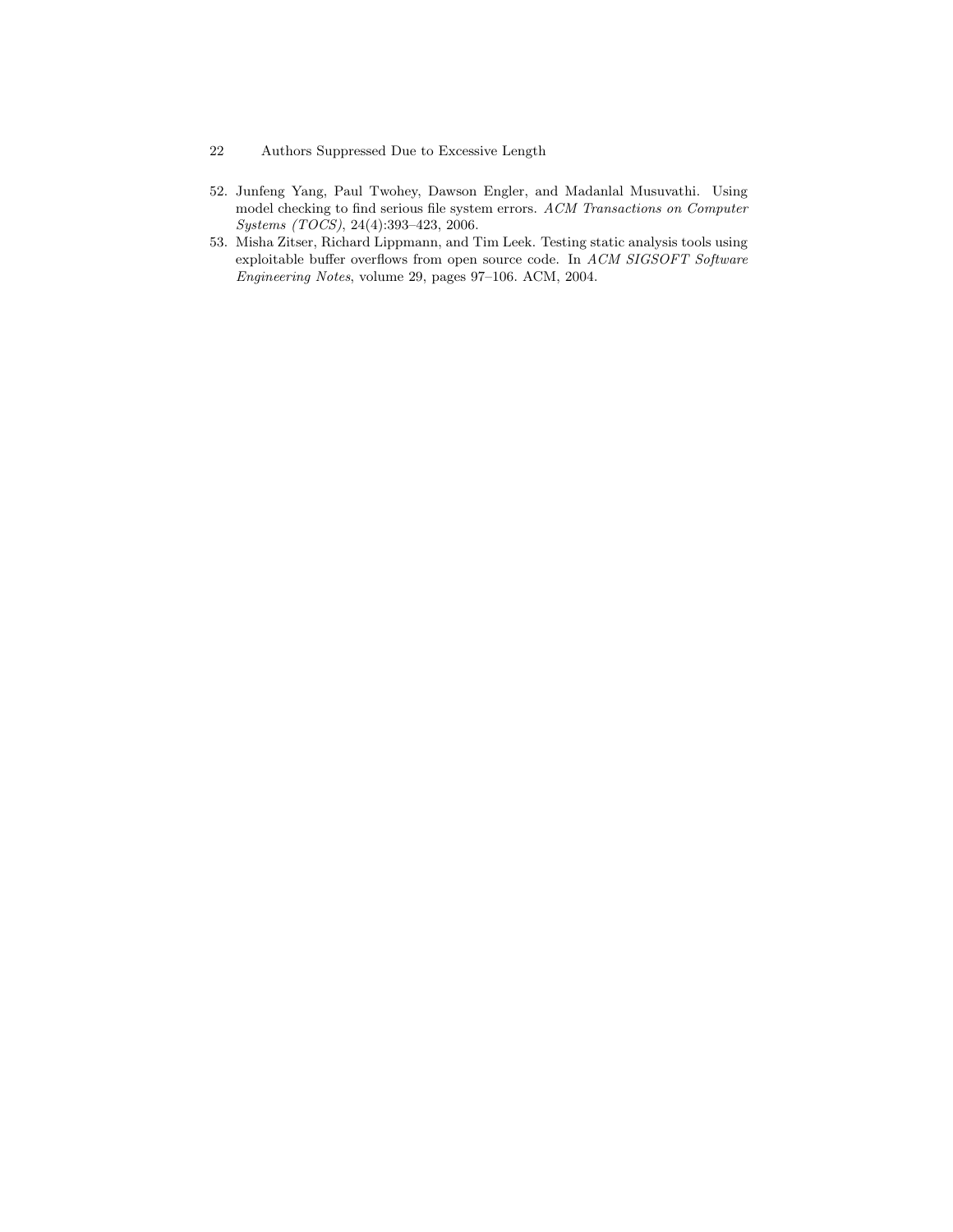52. Junfeng Yang, Paul Twohey, Dawson Engler, and Madanlal Musuvathi. Using model checking to find serious file system errors. *ACM Transactions on Computer Systems (TOCS)*, 24(4):393–423, 2006.
53. Misha Zitser, Richard Lippmann, and Tim Leek. Testing static analysis tools using exploitable buffer overflows from open source code. In *ACM SIGSOFT Software Engineering Notes*, volume 29, pages 97–106. ACM, 2004.